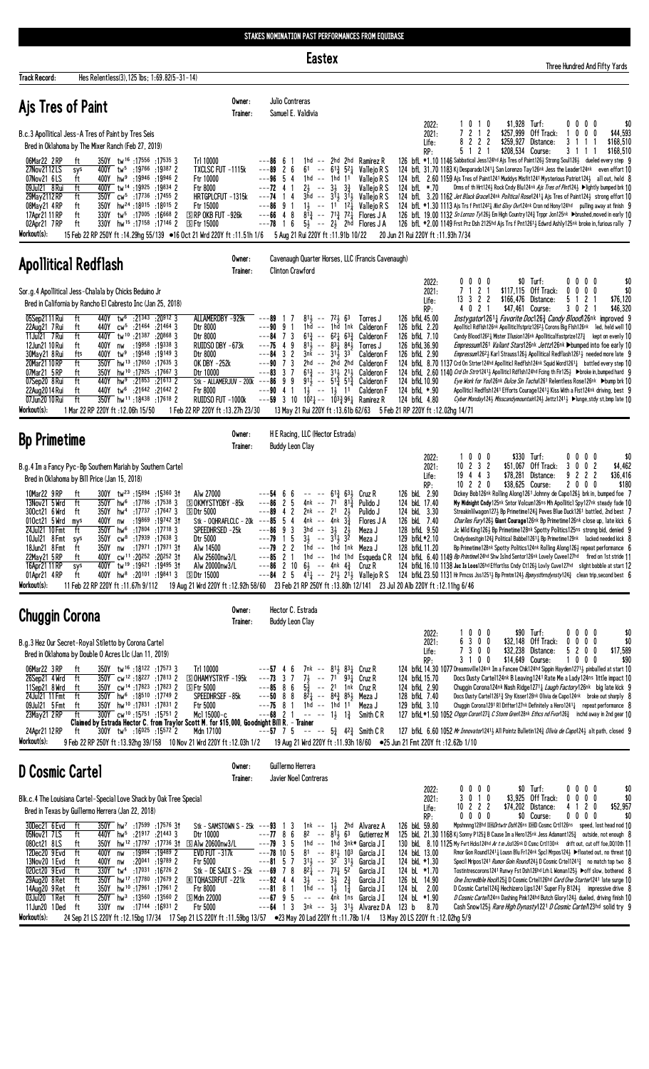STAKES NOMINATION PAST PERFORMANCES FROM EQUIBASE

# Eastex

Three Hundred And Fifty Yards

Track Record: Hes Relentless(3),125 lbs; 1:69.82(5-31-14)

## Ajs Tres of Paint

Owner: Julio Contreras
Trainer: Samuel E. Valdivia

B.c.3 Apollitical Jess-A Tres of Paint by Tres Seis
Bred in Oklahoma by The Mixer Ranch (Feb 27, 2019)

| | | | | | |
|---|---|---|---|---|---|
| 2022: | 1 0 1 0 | $1,928 | Turf: | 0 0 0 0 | $0 |
| 2021: | 7 2 1 2 | $257,999 | Off Track: | 1 0 0 0 | $44,593 |
| Life: | 8 2 2 2 | $259,927 | Distance: | 3 1 1 1 | $168,510 |
| RP: | 5 1 2 1 | $208,534 | Course: | 3 1 1 1 | $168,510 |

06Mar22 2RP ft 350Y tw16 :17556 :17535 3 Trl 10000 ---86 6 1 1hd -- 2hd 2hd Ramirez R 126 bfL *1.10 1146 Sabbatical Jess124hd Ajs Tres of Paint126½ Strong Soul126½ dueled every step 9
27Nov21 12LS sys 400Y tw5 :19766 :19387 2 TXCLSC FUT -1115k ---89 2 6 61 -- 61¾ 52¼ Vallejo R S 124 bfL 31.70 1183 Kj Desparado124½ San Lorenzo Tyr126nk Jess the Leader124nk even effort 10
07Nov21 6LS ft 400Y hw9 :19946 :19946 2 Ftr 10000 ---96 5 4 1hd -- 1hd 1½ Vallejo R S 124 bfL 2.60 1159 Ajs Tres of Paint124½ Muddys Misfit124½ Mysterious Patriot124½ all out, held 8
09Jul21 8Rui ft 400Y hw14 :19925 :19834 2 Ftr 8000 ---72 4 1 2½ -- 3½ 3¾ Vallejo R S 124 bfL *.70 Dms of th Hrt124½ Rock Cndy Blu124nk Ajs Tres of Pint124¾ ▶lightly bumped brk 10
29May21 12RP ft 350Y cw5 :17736 :17455 2 HRTGPLCFUT -1315k ---74 1 4 3hd -- 31½ 31½ Vallejo R S 124 bfL 3.20 1162 Jet Black Grace124nk Political Rose124½ Ajs Tres of Paint124½ strong effort 10
08May21 4RP ft 350Y hw24 :18015 :18015 2 Ftr 15000 ---86 9 1 1½ -- 11 12¼ Vallejo R S 124 bfL *1.30 1113 Ajs Trs f Pnt124¼ Nvt Glxy Ovr124nk Crnn nd Hony124hd pulling away at finish 9
17Apr21 11RP ft 330Y tw5 :17005 :16668 2 Ⓢ RP OKB FUT -926k ---66 4 8 81¾ -- 71¾ 72¼ Flores J A 126 bfL 19.00 1132 So Lonzo Ty126½ Em High Country124½ Trppr Jon125nk ▶brushed,moved in early 10
02Apr21 7RP ft 330Y hw15 :17158 :17146 2 Ⓢ Ftr 15000 ---78 1 6 5½ -- 2½ 2hd Flores J A 126 bfL *2.00 1149 Frst Prz Dsh 2125hd Ajs Trs f Pnt1261¼ Edwrd Ashly125nk broke in,furious rally 7

Workout(s): 15 Feb 22 RP 250Y ft :14.29hg 55/139 ●16 Oct 21 Wrd 220Y ft :11.51h 1/6 5 Aug 21 Rui 220Y ft :11.91b 10/22 20 Jun 21 Rui 220Y ft :11.93h 7/34

## Apollitical Redflash

Owner: Cavenaugh Quarter Horses, LLC (Francis Cavenaugh)
Trainer: Clinton Crawford

Sor.g.4 Apollitical Jess-Chalala by Chicks Beduino Jr
Bred in California by Rancho El Cabresto Inc (Jan 25, 2018)

| | | | | | |
|---|---|---|---|---|---|
| 2022: | 0 0 0 0 | $0 | Turf: | 0 0 0 0 | $0 |
| 2021: | 7 1 2 1 | $117,115 | Off Track: | 0 0 0 0 | $0 |
| Life: | 13 3 2 2 | $166,476 | Distance: | 5 1 2 1 | $76,120 |
| RP: | 4 0 2 1 | $47,461 | Course: | 3 0 2 1 | $46,320 |

05Sep21 11Rui ft 440Y tw6 :21343 :20912 3 ALLAMERDBY -929k ---89 1 7 81½ -- 72¼ 63 Torres J 126 bfkL 45.00 Instygator1261¼ Favorite Doc126¾ Candy Blood126nk improved 9
22Aug21 7Rui ft 440Y cw5 :21464 :21464 3 Dtr 8000 ---90 9 1 1hd -- 1hd 1nk Calderon F 126 bfkL 2.20 Apollticl Rdflsh126nk Apollticlfstprtz126½ Zoes Big Flsh126nk led, held well 10
11Jul21 7Rui ft 440Y tw10 :21387 :20868 3 Dtr 8000 ---84 7 3 61¾ -- 62½ 63¾ Calderon F 126 bfkL 7.10 Candy Blood1262½ Mister Illusion126nk Apollticalfastprize127¾ kept on evenly 10
12Jun21 10Rui ft 400Y nw :19958 :19338 3 RUIDSO DBY -673k ---75 4 9 81½ -- 83¼ 84½ Torres J 126 bfkL 36.90 Empressum1261 Valiant Stars126nk Jettz126nk ▶bumped into foe early 10
30May21 8Rui fts 400Y tw9 :19548 :19149 3 Dtr 8000 ---84 3 2 3nk -- 31½ 33 Calderon F 126 bfkL 2.90 Empressum1262½ Karl Strauss126½ Apollitical Redflash1261½ needed more late 9
20Mar21 10RP ft 350Y hw13 :17650 :17635 3 OK DBY -252k ---90 7 3 2hd -- 2hd 2hd Calderon F 124 bfkL 8.70 1137 Crd On Strter124hd Apollticl Rdflsh124nk Squid Word1261½ battled every step 10
07Mar21 5RP ft 350Y hw10 :17925 :17667 3 Dtr 1000 ---83 3 7 61¾ -- 31¼ 21½ Calderon F 124 bfkL 2.60 1140 Crd On Strtr1241½ Apollticl Rdflsh124hd Fcing th Fir125½ ▶broke in,bumped hard 9
07Sep20 8Rui ft 440Y hw9 :21853 :21613 2 Stk - ALLAMERJUV - 200k ---86 9 9 91½ -- 51¾ 51¾ Calderon F 124 bfkL 10.90 Eye Work for You126nk Dulce Sin Tachal261 Relentless Rose126nk ▶bump brk 10
22Aug20 14Rui ft 440Y tw6 :21642 :21642 2 Ftr 8000 ---90 4 1 1½ -- 1½ 11 Calderon F 124 bfkL *.90 Apollitic1 Redflsh1241 Efforts Courage124¼ Kiss With a Fist124nk driving, best 9
07Jun20 10Rui ft 350Y hw11 :18438 :17618 2 RUIDSO FUT -1000k ---59 3 10 102¼ -- 103¾ 96¼ Ramirez R 124 bfkL 4.80 Cyber Monday124½ Misscandymountain124¼ Jettz1241¼ ▶lunge, stdy st,bmp late 10

Workout(s): 1 Mar 22 RP 220Y ft :12.06h 15/50 1 Feb 22 RP 220Y ft :13.27h 23/30 13 May 21 Rui 220Y ft :13.61b 62/63 5 Feb 21 RP 220Y ft :12.02hg 14/71

## Bp Primetime

Owner: H E Racing, LLC (Hector Estrada)
Trainer: Buddy Leon Clay

B.g.4 Im a Fancy Pyc-Bp Southern Mariah by Southern Cartel
Bred in Oklahoma by Bill Price (Jan 15, 2018)

| | | | | | |
|---|---|---|---|---|---|
| 2022: | 1 0 0 0 | $330 | Turf: | 0 0 0 0 | $0 |
| 2021: | 10 2 3 2 | $51,067 | Off Track: | 3 0 0 2 | $4,462 |
| Life: | 19 4 4 3 | $78,281 | Distance: | 9 2 2 2 | $36,416 |
| RP: | 10 2 2 0 | $38,625 | Course: | 2 0 0 0 | $180 |

10Mar22 9RP ft 300Y tw23 :15894 :15360 3↑ Alw 27000 ---54 6 6 -- -- 61¾ 63½ Cruz R 126 bkL 2.90 Dickey Bob126nk Rolling Along1261 Johnny de Capo126½ brk in, bumped foe 7
13Nov21 5Wrd ft 350Y hw6 :17786 :17538 3 Ⓢ OKMYSTYDBY -85k ---86 2 5 4nk -- 71 81¾ Pulido J 124 bkL 17.40 My Midnight Cndy125nk Sntor Volcum126ns Mh Apollticl Spy127nk steady fade 10
30Oct21 6Wrd ft 350Y hw4 :17737 :17647 3 Ⓢ Dtr 5000 ---89 4 2 2nk -- 21 2½ Pulido J 124 bkL 3.30 Streaknllwagon127½ Bp Primetime124¾ Peves Blue Duck1261 battled, 2nd best 7
01Oct21 5Wrd mys 400Y nw :19869 :19742 3↑ Stk - OQHRAFCLC - 20k ---85 5 4 4nk -- 4nk 3¾ Flores J A 126 bkL 7.40 Charlies Fury126½ Giant Courage126nk Bp Primetime126nk close up, late kick 6
24Jul21 10Fmt ft 350Y hw6 :17804 :17718 3 SPEEDHRSED -25k ---86 9 3 3hd -- 3½ 2½ Meza J 128 bkL 9.50 Jc Wild King126½ Bp Primetime128nk Spotty Politics125nk strong bid, denied 9
10Jul21 8Fmt sys 350Y cw8 :17939 :17638 3 Dtr 5000 ---79 1 5 3½ -- 31½ 32 Meza J 129 bfkL*2.10 Cindydoesitgn124¾ Political Babbel1261½ Bp Primetime129nk lacked needed kick 8
18Jun21 8Fmt ft 350Y nw :17971 :17971 3↑ Alw 14500 ---79 2 2 1hd -- 1hd 1nk Meza J 128 bkL 11.20 Bp Primetime128nk Spotty Politics124nk Rolling Along126½ repeat performance 6
22May21 5RP ft 400Y cw11 :20252 :20252 3↑ Alw 25600nw3/L ---85 2 1 -- -- 1hd 1hd Esqueda C R 124 bfkL 6.40 1149 Bp Primtime124hd Shw Islnd Sentor126nk Lovely Cuvee127hd fired on 1st stride 11
16Apr21 11RP sys 400Y tw19 :19621 :19495 3↑ Alw 20000nw3/L ---86 2 10 6½ -- 4nk 4¾ Cruz R 124 bfkL 16.10 1138 Jac Is Loos126hd Effortlss Cndy Ct126½ Lovly Cuve127hd slight bobble at start 12
01Apr21 4RP ft 400Y hw8 :20101 :19841 3 Ⓢ Dtr 15000 ---84 2 5 41¼ -- 21½ 21½ Vallejo R S 124 bfkL 23.50 1131 Hr Prncss Jss1251¼ Bp Prmtm124¾ Bpmysthmdynsty124¾ clean trip,second best 6

Workout(s): 11 Feb 22 RP 220Y ft :11.67h 9/112 19 Aug 21 Wrd 220Y ft :12.92h 58/60 23 Feb 21 RP 250Y ft :13.80h 12/141 23 Jul 20 Alb 220Y ft :12.11hg 6/46

## Chuggin Corona

Owner: Hector C. Estrada
Trainer: Buddy Leon Clay

B.g.3 Hez Our Secret-Royal Stiletto by Corona Cartel
Bred in Oklahoma by Double O Acres Llc (Jan 11, 2019)

| | | | | | |
|---|---|---|---|---|---|
| 2022: | 1 0 0 0 | $90 | Turf: | 0 0 0 0 | $0 |
| 2021: | 6 3 0 0 | $32,148 | Off Track: | 0 0 0 0 | $0 |
| Life: | 7 3 0 0 | $32,238 | Distance: | 5 2 0 0 | $17,589 |
| RP: | 3 1 0 0 | $14,649 | Course: | 1 0 0 0 | $90 |

06Mar22 3RP ft 350Y tw16 :18122 :17573 3 Trl 10000 ---57 4 6 7nk -- 81½ 83¼ Cruz R 124 bkL 14.30 1077 Dreamsville124nk Im a Fancee Chik124hd Sippin Hayden1271½ pinballed at start 10
26Sep21 4Wrd ft 350Y cw12 :18227 :17813 2 Ⓢ OHAMYSTRYF -195k ---73 3 7 7½ -- 71 93¼ Cruz R 124 bkL 15.70 Docs Dusty Cartel124nk B Leaving1241 Rate Me a Lady124ns little impact 10
11Sep21 8Wrd ft 350Y cw14 :17823 :17823 2 Ⓢ Ftr 5000 ---85 8 6 5¾ -- 21 1nk Cruz R 124 bkL 2.90 Chuggin Corona124nk Nash Ridge127½ Laugh Factory126nk big late kick 9
24Jul21 11Fmt ft 350Y hw6 :18510 :17749 2 SPEEDHRSEF -85k ---50 8 8 82¼ -- 84¾ 85½ Meza J 128 bkL 7.40 Docs Dusty Cartel126½ Shy Kisser128nk Olivia de Capo124nk broke out sharply 8
09Jul21 5Fmt ft 350Y hw10 :17831 :17831 2 Ftr 5000 ---75 8 1 1hd -- 1hd 11 Meza J 129 bkL 3.10 Chuggin Corona1291 Rl Drifter127nk Definitely a Hero124½ repeat performance 8
23May21 2RP ft 300Y cw10 :15751 :15751 2 Mcl 15000-c ---68 2 1 -- -- 1½ 1¾ Smith C R 127 bfkL*1.50 1052 Chggn Coron127¾ C Storm Grey128nk Ethcs nd Fvor126½ inchd away in 2nd gear 10

Claimed by Estrada Hector C. from Traylor Scott M. for $15,000, Goodnight Bill R. - Trainer

24Apr21 12RP ft 300Y tw5 :16025 :15572 2 Mdn 17000 ---57 7 5 -- -- 5¾ 42¾ Smith C R 127 bkL 6.60 1052 Mr Innovator1241¼ All Pointz Bulletin124¾ Olivia de Capo124½ alt path, closed 9

Workout(s): 9 Feb 22 RP 250Y ft :13.92hg 39/158 10 Nov 21 Wrd 220Y ft :12.03h 1/2 19 Aug 21 Wrd 220Y ft :11.93h 18/60 ●25 Jun 21 Fmt 220Y ft :12.62b 1/10

## D Cosmic Cartel

Owner: Guillermo Herrera
Trainer: Javier Noel Contreras

Blk.c.4 The Louisiana Cartel-Special Love Shack by Oak Tree Special
Bred in Texas by Guillermo Herrera (Jan 22, 2018)

| | | | | | |
|---|---|---|---|---|---|
| 2022: | 0 0 0 0 | $0 | Turf: | 0 0 0 0 | $0 |
| 2021: | 3 0 1 0 | $3,925 | Off Track: | 0 0 0 0 | $0 |
| Life: | 10 2 2 2 | $74,202 | Distance: | 4 1 2 0 | $52,957 |
| RP: | 0 0 0 0 | $0 | Course: | 0 0 0 0 | $0 |

30Dec21 6Evd ft 350Y hw7 :17599 :17576 3↑ Stk - SAMSTOWN S - 25k ---93 1 3 1nk -- 1½ 2hd Alvarez A 126 bkL 59.80 Mpshnnng128hd DHDrtwtr Dsh126ns DHD Cosmc Crtl126ns speed, lost head nod 10
05Nov21 7LS ft 440Y hw5 :21917 :21443 3 Dtr 10000 ---77 8 6 82 -- 81½ 63 Gutierrez M 125 bkL 21.30 1168 Kj Sonny P125¾ B Cause Im a Hero125nk Jess Adamant125¾ outside, not enough 8
08Oct21 8LS ft 350Y hw12 :17797 :17736 3↑ Ⓢ Alw 20600nw3/L ---79 3 5 1hd -- 1hd 3nk+ Garcia J I 130 bkL 8.10 1125 My Fvrt Hcks124hd Ar t m Jss126nk D Csmc Crtl130nk drift out, cut off foe,DQ10th 11
12Dec20 9Evd ft 400Y nw :19984 :19489 2 EVD FUT -317k ---78 10 5 81 -- 81½ 103 Garcia J I 124 bkL 13.00 Rmor Gon Round1241½ Lousn Blu Fr124nk Spcl Mrpos124½ ▶floated out, no threat 10
13Nov20 1Evd ft 400Y nw :20041 :19789 2 Ftr 5000 ---81 5 7 31½ -- 32 31½ Garcia J I 124 bkL *1.40 Specil Mrpos1241 Rumor Goin Round124½ D Cosmic Crtel124¾ no match top two 8
02Oct20 9Evd ft 330Y tw4 :17031 :16726 2 Stk - DE SAIX S - 25k ---69 7 8 82¼ -- 73½ 52 Garcia J I 124 bL *1.70 Tostintrescorons1241 Runwy Fst Dsh126hd Lrh L Momn125½ ▶off slow, bothered 8
29Aug20 8Ret ft 350Y hw17 :17780 :17679 2 Ⓡ TQHASIRFUT -221k ---92 4 4 3½ -- 3½ 2¾ Garcia J I 126 bL 14.90 One Incredible Hock125¾ D Cosmic Crtel126hd Card One Starter1241 late surge 10
14Aug20 9Ret ft 350Y hw10 :17961 :17961 2 Ftr 8000 ---81 8 1 1hd -- 1½ 1¾ Garcia J I 124 bL 2.00 D Cosmic Cartel124¾ Hechizero Lips1241 Super Fly B124½ impressive drive 8
03Jul20 1Ret ft 250Y hw3 :13560 :13560 2 Ⓢ Mdn 22000 ---67 9 5 -- -- 4nk 1ns Garcia J I 124 bL *1.90 D Cosmic Cartel124ns Dashing Pink124hd Butch Glory124¾ dueled, driving finish 10
11Jun20 1Ded ft 330Y nw :17144 :16931 2 Ftr 5000 ---64 1 3 3nk -- 3½ 31¼ Alvarez D A 123 b 8.70 Cash Snow125¾ Rare High Dynasty1221 D Cosmic Cartel123hd solid try 9

Workout(s): 24 Sep 21 LS 220Y ft :12.15bg 17/34 17 Sep 21 LS 220Y ft :11.59bg 13/57 ●23 May 20 Lad 220Y ft :11.78h 1/4 13 May 20 LS 220Y ft :12.02hg 5/9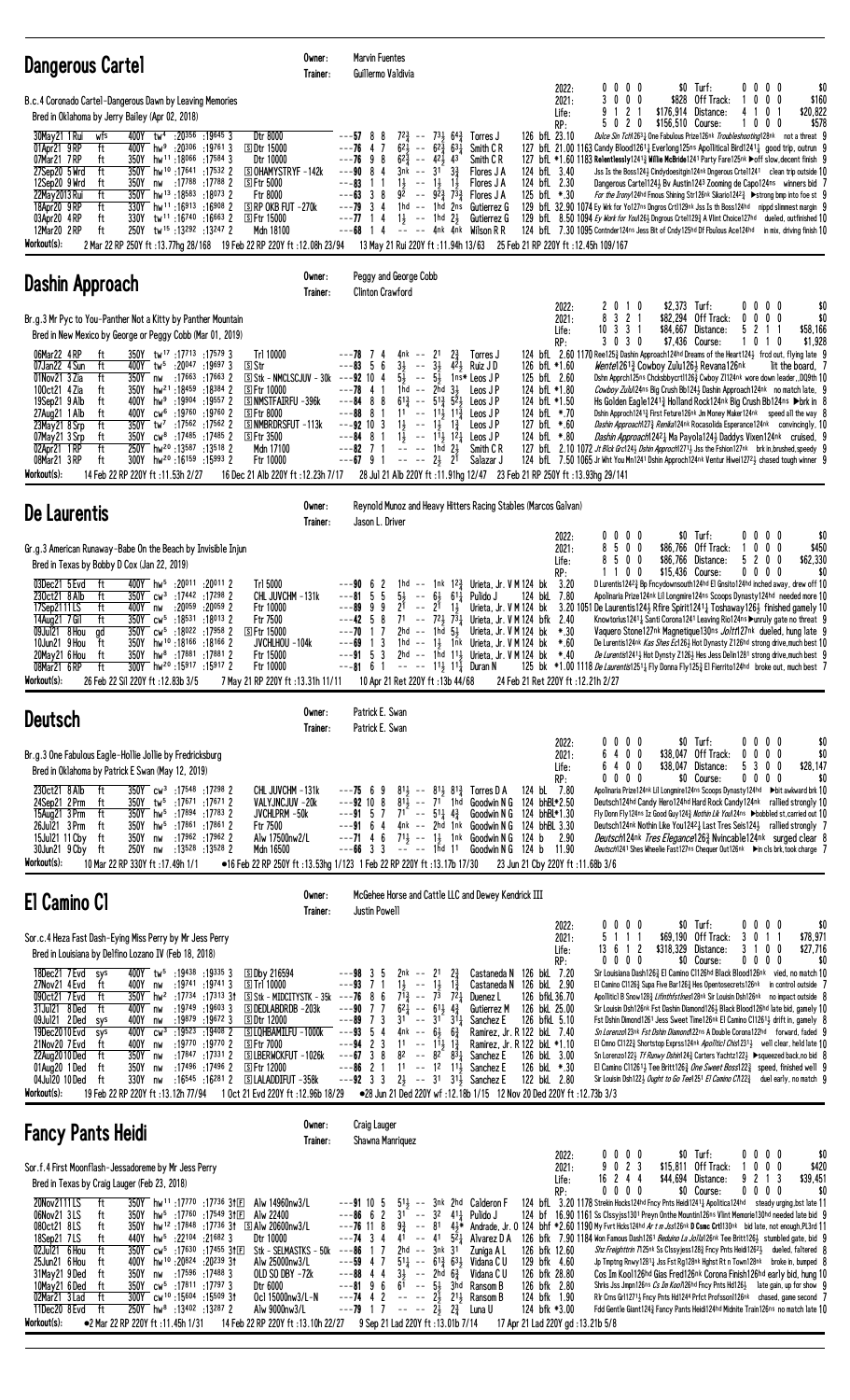## Dangerous Cartel

Owner: Marvin Fuentes
Trainer: Guillermo Valdivia

B.c.4 Coronado Cartel-Dangerous Dawn by Leaving Memories
Bred in Oklahoma by Jerry Bailey (Apr 02, 2018)

| | | | | | |
|---|---|---|---|---|---|
| 2022: | 0 0 0 0 | $0 | Turf: | 0 0 0 0 | $0 |
| 2021: | 3 0 0 0 | $828 | Off Track: | 1 0 0 0 | $160 |
| Life: | 9 1 2 1 | $176,914 | Distance: | 4 1 0 1 | $20,822 |
| RP: | 5 0 2 0 | $156,510 | Course: | 1 0 0 0 | $578 |

```
30May21 1 Rui  wfs  400Y tw4  :20356 :19645 3   Dtr 8000            ---57  8 8   72¾ -- 73½ 64¾  Torres J       126 bfL 23.10        Dulce Sin Tcht126¾ Dna Fabulous Prize126nk Troubleshooting128nk  not a threat 9
01Apr21 9 RP   ft   400Y hw9  :20306 :19761 3   [S]Dtr 15000        ---76  4 7   62½ -- 62¾ 63¼  Smith C R      127 bfL 21.00 1163 Candy Blood1261¼ Everlong125ns Apollitical Bird1241¼  good trip, outrun 9
07Mar21 7 RP   ft   350Y hw11 :18066 :17584 3   Dtr 10000           ---76  9 8   62¾ -- 42½ 43  Smith C R       127 bfL *1.60 1183 Relentlessly1243¾ Willie McBride1241 Party Fate125nk ▶off slow,decent finish 9
27Sep20 5 Wrd  ft   350Y hw10 :17641 :17532 2   [S]OHAMYSTRYF -142k ---90  8 4   3nk -- 31  3¾  Flores J A     124 bfL  3.40      Jss Is the Boss124½ Cindydoesitgin124nk Dngerous Crtel1241  clean trip outside 10
12Sep20 9 Wrd  ft   350Y nw   :17788 :17788 2   [S]Ftr 5000         ---83  1 1   1½ -- 1½  1½  Flores J A      124 bfL  2.30      Dangerous Cartel124½ Bv Austin1243 Zooming de Capo124ns  winners bid 7
22May2013 Rui  ft   350Y hw13 :18583 :18073 2   Ftr 8000            ---63  3 8   92¼ -- 92¾ 73¾  Flores J A     125 bfL  *.30      For the Irony124hd Fmous Shining Str126nk Skario124¾ ▶strong bmp into foe st 9
18Apr20 9 RP   ft   330Y hw11 :16913 :16908 2   [S]RP OKB FUT -270k ---79  3 4   1hd -- 1hd 2ns  Gutierrez G    129 bfL 32.90 1074 Ey Wrk for Yo127ns Dngros Crt129nk Jss Is th Boss124hd  nipped slimmest margin 9
03Apr20 4 RP   ft   330Y tw11 :16740 :16663 2   [S]Ftr 15000        ---77  1 4   1½ -- 1hd 2½  Gutierrez G     129 bfL  8.50 1094 Ey Work for You126½ Dngrous Crtel129¾ A Wint Choice127hd  dueled, outfinished 10
12Mar20 2 RP   ft   250Y tw15 :13292 :13247 2   Mdn 18100           ---68  1 4   -- -- 4nk 4nk  Wilson R R     124 bfL  7.30 1095 Contnder124ns Jess Bit of Cndy125hd Df Fbulous Ace124hd  in mix, driving finish 10
Workout(s):  2 Mar 22 RP 250Y ft :13.77hg 28/168   19 Feb 22 RP 220Y ft :12.08h 23/94   13 May 21 Rui 220Y ft :11.94h 13/63   25 Feb 21 RP 220Y ft :12.45h 109/167
```

## Dashin Approach

Owner: Peggy and George Cobb
Trainer: Clinton Crawford

Br.g.3 Mr Pyc to You-Panther Not a Kitty by Panther Mountain
Bred in New Mexico by George or Peggy Cobb (Mar 01, 2019)

| | | | | | |
|---|---|---|---|---|---|
| 2022: | 2 0 1 0 | $2,373 | Turf: | 0 0 0 0 | $0 |
| 2021: | 8 3 2 1 | $82,294 | Off Track: | 0 0 0 0 | $0 |
| Life: | 10 3 3 1 | $84,667 | Distance: | 5 2 1 1 | $58,166 |
| RP: | 3 0 3 0 | $7,436 | Course: | 1 0 1 0 | $1,928 |

```
06Mar22 4 RP   ft   350Y tw17 :17713 :17579 3   Trl 10000           ---78  7 4   4nk -- 21  2¾  Torres J       124 bfL  2.60 1170 Ree125¾ Dashin Approach124hd Dreams of the Heart124½  frcd out, flying late 9
07Jan22 4 Sun  ft   400Y tw5  :20047 :19697 3   [S]Str              ---85  5 6   3½ -- 3½  42½  Ruiz J D       126 bfL *1.60      Mentel2613 Cowboy Zulu126¼ Revana126nk  lit the board, 7
01Nov21 3 Zia  ft   350Y nw   :17663 :17663 2   [S]Stk - NMCLSCJUV - 30k ---92 10 4  5½ -- 5½ 1ns* Leos J P     125 bfL  2.60      Dshn Apprch125ns Chckshbycrtl126½ Cwboy Z1124nk wore down leader, DQ9th 10
10Oct21 4 Zia  ft   350Y hw21 :18459 :18384 2   [S]Ftr 10000        ---78  4 1   1hd -- 2hd 3½  Leos J P       124 bfL *1.80      Cowboy Zulu124ns Big Crush Bb124½ Dashin Approach124nk  no match late, 9
19Sep21 9 Alb  ft   400Y hw9  :19904 :19557 2   [S]NMSTFAIRFU -396k ---84  8 8   61¾ -- 51¾ 52½  Leos J P      124 bfL *1.50      Hs Golden Eagle1241¾ Holland Rock124nk Big Crush Bb124ns ▶brk in 8
27Aug21 1 Alb  ft   400Y cw6  :19760 :19760 2   [S]Ftr 8000         ---88  8 1   11 -- 11½ 11¾  Leos J P       124 bfL  *.70      Dshin Approach1241¾ First Return126nk Jm Money Maker124nk  speed all the way 8
23May21 8 Srp  ft   350Y tw7  :17562 :17562 2   [S]NMBRDRSFUT -113k ---92 10 3   1½ -- 1½ 1¾  Leos J P        127 bfL  *.60      Dashin Approach127¾ Renika124nk Rocasolida Esperance124nk  convincingly, 10
07May21 3 Srp  ft   350Y cw8  :17485 :17485 2   [S]Ftr 3500         ---84  8 1   1½ -- 11½ 12¼  Leos J P       124 bfL  *.80      Dashin Approach1242¼ Ma Payola124½ Daddys Vixen124nk  cruised, 9
02Apr21 1 RP   ft   250Y hw20 :13587 :13518 2   Mdn 17100           ---82  7 1   -- -- 1hd 2½  Smith C R      127 bfL  2.10 1072 Jr Blck Grl124½ Dshin Approch1271½ Jss the Fshion127nk  brk in,brushed,speedy 9
08Mar21 3 RP   ft   300Y hw20 :16159 :15993 2   Ftr 10000           ---67  9 1   -- -- 2½  2¹  Salazar J      124 bfL  7.50 1065 Jr Wht You Mn1241 Dshin Approch124nk Ventur Hiwei12721  chased tough winner 9
Workout(s):  14 Feb 22 RP 220Y ft :11.53h 2/27   16 Dec 21 Alb 220Y ft :12.23h 7/17   28 Jul 21 Alb 220Y ft :11.91hg 12/47   23 Feb 21 RP 250Y ft :13.93hg 29/141
```

## De Laurentis

Owner: Reynold Munoz and Heavy Hitters Racing Stables (Marcos Galvan)
Trainer: Jason L. Driver

Gr.g.3 American Runaway-Babe On the Beach by Invisible Injun
Bred in Texas by Bobby D Cox (Jan 22, 2019)

| | | | | | |
|---|---|---|---|---|---|
| 2022: | 0 0 0 0 | $0 | Turf: | 0 0 0 0 | $0 |
| 2021: | 8 5 0 0 | $86,766 | Off Track: | 1 0 0 0 | $450 |
| Life: | 8 5 0 0 | $86,766 | Distance: | 5 2 0 0 | $62,330 |
| RP: | 1 1 0 0 | $15,436 | Course: | 0 0 0 0 | $0 |

```
03Dec21 5 Evd  ft   400Y hw5  :20011 :20011 2   Trl 5000            ---90  6 2   1hd -- 1nk 12¾  Urieta, Jr. V M 124 bk  3.20      D Lurentis1242¾ Bp Fncydownsouth124hd El Gnsito124hd inched away, drew off 10
23Oct21 8 Alb  ft   350Y cw3  :17442 :17298 2   CHL JUVCHM -131k    ---81  5 5   5½ -- 6½ 61¼  Pulido J      124 bkL  7.80      Apolinaria Prize124nk Lil Longmire124ns Scoops Dynasty124hd  needed more 10
17Sep21 11 LS  ft   400Y nw   :20059 :20059 2   Ftr 10000           ---89  9 9   2¹ -- 2¹ 1½  Urieta, Jr. V M 124 bk  3.20 1051 De Laurentis124½ Rfire Spirit1241¼ Toshaway126½ finished gamely 10
14Aug21 7 Gil  ft   350Y cw5  :18531 :18013 2   Ftr 7500            ---42  5 8   7¹ -- 72¾ 73¼  Urieta, Jr. V M 124 bfk  2.40      Knowtorius1241¾ Santi Corona1241 Leaving Rio124ns ▶unruly gate no threat 9
09Jul21 8 Hou  gd   350Y cw5  :18022 :17958 2   [S]Ftr 15000        ---70  1 7   2hd -- 1hd 5½  Urieta, Jr. V M 124 bk  *.30      Vaquero Stone127nk Magnetique130ns Jolttt27nk dueled, hung late 9
10Jun21 9 Hou  ft   350Y hw10 :18166 :18166 2   JVCHLHOU -104k      ---69  1 3   1hd -- 1½ 1nk  Urieta, Jr. V M 124 bk  *.60      De Laurentis124nk Kas Shes Ec126½ Hot Dynasty 2126hd strong drive,much best 10
20May21 6 Hou  ft   350Y hw8  :17881 :17881 2   Ftr 15000           ---91  5 3   2hd -- 1hd 11½  Urieta, Jr. V M 124 bk  *.40      De Laurentis1241½ Hot Dynsty 2126¾ Hes Jess Delin1261 strong drive,much best 9
08Mar21 6 RP   ft   300Y hw20 :15917 :15917 2   Ftr 10000           ---81  6 1   -- -- 11½ 11¾  Duran N         125 bk *1.00 1118 De Laurentis1251¾ Fly Donna Fly125¾ El Fierrito124hd  broke out, much best 7
Workout(s):  26 Feb 22 Sil 220Y ft :12.83b 3/5   7 May 21 RP 220Y ft :13.31h 11/11   10 Apr 21 Ret 220Y ft :13b 44/68   24 Feb 21 Ret 220Y ft :12.21h 2/27
```

## Deutsch

Owner: Patrick E. Swan
Trainer: Patrick E. Swan

Br.g.3 One Fabulous Eagle-Hollie Jollie by Fredricksburg
Bred in Oklahoma by Patrick E Swan (May 12, 2019)

| | | | | | |
|---|---|---|---|---|---|
| 2022: | 0 0 0 0 | $0 | Turf: | 0 0 0 0 | $0 |
| 2021: | 6 4 0 0 | $38,047 | Off Track: | 0 0 0 0 | $0 |
| Life: | 6 4 0 0 | $38,047 | Distance: | 5 3 0 0 | $28,147 |
| RP: | 0 0 0 0 | $0 | Course: | 0 0 0 0 | $0 |

```
23Oct21 8 Alb  ft   350Y cw3  :17548 :17298 2   CHL JUVCHM -131k    ---75  6 9   81½ -- 81½ 81¾  Torres D A     124 bL  7.80      Apolinaria Prize124nk Lil Longmire124ns Scoops Dynasty124hd ▶bit awkward brk 10
24Sep21 2 Prm  ft   350Y tw5  :17671 :17671 2   VALYJNCJUV -20k     ---92 10 8   81½ -- 71  1hd  Goodwin N G    124 bHBL*2.50      Deutsch124hd Candy Hero124hd Hard Rock Candy124nk  rallied strongly 10
15Aug21 3 Prm  ft   350Y hw5  :17894 :17783 2   JVCHLPRM -50k       ---91  5 7   7¹ -- 51¾ 4¾  Goodwin N G    124 bHBL*1.30      Fly Dom Fly124ns Tz Good Guy126¼ Ynk thn Ful124ns ▶bobbled st,carried out 10
26Jul21 3 Prm  ft   350Y hw5  :17861 :17861 2   Ftr 7500            ---91  6 4   4nk -- 2hd 1nk  Goodwin N G    124 bHBL 3.30      Deutsch124nk Nothin Like You124¾ Last Tres Seis124½  rallied strongly 7
15Jul21 11 Cby ft   350Y nw   :17962 :17962 2   Alw 17500nw2/L      ---71  4 6   71½ -- 1½  1nk  Goodwin N G    124 b   2.90      Deutsch124nk Tres Elegance126½ Nwincable124nk  surged clear 8
30Jun21 9 Cby  ft   250Y nw   :13528 :13528 2   Mdn 16500           ---66  3 3   -- -- 1hd 11  Goodwin N G    124 b  11.90      Deutsch1241 Shes Wheelie Fast127ns Chequer Out126nk ▶in cls brk,took charge 7
Workout(s):  10 Mar 22 RP 330Y ft :17.49h 1/1   ●16 Feb 22 RP 220Y ft :13.53hg 1/123   1 Feb 22 RP 220Y ft :13.17b 17/30   23 Jun 21 Cby 220Y ft :11.68b 3/6
```

## El Camino Cl

Owner: McGehee Horse and Cattle LLC and Dewey Kendrick III
Trainer: Justin Powell

Sor.c.4 Heza Fast Dash-Eying Miss Perry by Mr Jess Perry
Bred in Louisiana by Delfino Lozano IV (Feb 18, 2018)

| | | | | | |
|---|---|---|---|---|---|
| 2022: | 0 0 0 0 | $0 | Turf: | 0 0 0 0 | $0 |
| 2021: | 5 1 1 1 | $69,190 | Off Track: | 3 0 1 0 | $78,971 |
| Life: | 13 6 1 2 | $318,329 | Distance: | 3 1 0 0 | $27,716 |
| RP: | 0 0 0 0 | $0 | Course: | 0 0 0 0 | $0 |

```
18Dec21 7 Evd  sys  400Y tw5  :19438 :19335 3   [S]Dby 216594       ---98  3 5   2nk -- 21  2¾  Castaneda N  126 bkL  7.20      Sir Louisiana Dash126¾ El Camino Cl126hd Black Blood126nk  vied, no match 10
27Nov21 4 Evd  ft   400Y nw   :19741 :19741 3   [S]Trl 10000        ---93  7 1   1½ -- 1½ 1¾  Castaneda N   126 bkL  2.90      El Camino Cl126¾ Supa Five Bar126¾ Hes Opentosecrets126nk  in control outside 7
09Oct21 7 Evd  ft   350Y hw2  :17734 :17313 3f  [S]Stk - MIDCITYSTK - 35k ---76 8 6 71¾ -- 73 72¾ Duenez L     126 bfkL 36.70      Apollitcl B Snow128¾ Lifinthfstlne128nk Sir Louisin Dsh126nk  no impact outside 8
31Jul21 8 Ded  ft   400Y nw   :19749 :19603 3   [S]DEDLABDRB -203k  ---90  7 7   62¼ -- 61½ 4¾  Gutierrez M   126 bkL 25.00      Sir Louisin Dsh126nk Fst Dshin Diamond126½ Black Blood126hd late bid, gamely 10
09Jul21 2 Ded  sys  400Y nw   :19879 :19672 3   [S]Dtr 12000        ---89  7 3   3¹ -- 3¹ 31¼  Sanchez E     126 bfkL 5.10      Fst Dshin Dimond126¼ Jess Sweet Time126nk El Camino Cl1261¼ drift in, gamely 8
19Dec2010 Evd  sys  400Y cw3  :19523 :19406 2   [S]LOHBAMILFU -1000k ---93 5 4   4nk -- 6½ 6¾  Ramirez, Jr. R 122 bkL  7.40      Sn Lorenzo123nk Fst Dshin Dimond122ns A Double Corona122hd  forward, faded 9
21Nov20 7 Evd  ft   400Y nw   :19770 :19770 2   [S]Ftr 7500         ---94  2 3   1¹ -- 11½ 1¾  Ramirez, Jr. R 122 bkL *1.10      El Cmno C1122¾ Shortstop Express124nk Apollitcl Chlsl23¼  well clear, held late 10
22Aug2010 Ded  ft   350Y nw   :17847 :17331 2   [S]LBERWCKFUT -1026k ---67 3 8   8² -- 8² 83¼  Sanchez E     126 bkL  3.00      Sn Lorenzo122¾ Tf Runwy Dshin124¾ Carters Yachtz122½ ▶squeezed back,no bid 8
01Aug20 1 Ded  ft   350Y nw   :17496 :17496 2   [S]Ftr 12000        ---86  2 1   11 -- 11 12  Sanchez E      126 bkL  *.30      El Camino C1126¹½ Tee Britt126½ One Sweet Boss122½  speed, finished well 9
04Jul20 10 Ded ft   330Y nw   :16545 :16281 2   [S]LALADDIFUT -358k ---92  3 3   2½ -- 31 31½  Sanchez E      122 bkL  2.80      Sir Louisin Dsh122¼ Ought to Go Fee1251 El Camino C1122¾  duel early, no match 9
Workout(s):  19 Feb 22 RP 220Y ft :13.12h 77/94   1 Oct 21 Evd 220Y ft :12.96b 18/29   ●28 Jun 21 Ded 220Y wf :12.18b 1/15   12 Nov 20 Ded 220Y ft :12.73b 3/3
```

## Fancy Pants Heidi

Owner: Craig Lauger
Trainer: Shawna Manriquez

Sor.f.4 First Moonflash-Jessadoreme by Mr Jess Perry
Bred in Texas by Craig Lauger (Feb 23, 2018)

| | | | | | |
|---|---|---|---|---|---|
| 2022: | 0 0 0 0 | $0 | Turf: | 0 0 0 0 | $0 |
| 2021: | 9 0 2 3 | $15,811 | Off Track: | 1 0 0 0 | $420 |
| Life: | 16 2 4 4 | $44,694 | Distance: | 9 2 1 3 | $39,451 |
| RP: | 0 0 0 0 | $0 | Course: | 0 0 0 0 | $0 |

```
20Nov21 11 LS  ft   350Y hw11 :17770 :17736 31[F] Alw 14960nw3/L   ---91 10 5   51½ -- 3nk 2hd  Calderon F     124 bfL  3.20 1178 Strekin Hocks124hd Fncy Pnts Heidi124¼ Apolitica124hd  steady urging,bst late 11
06Nov21 3 LS   ft   350Y hw5  :17760 :17549 31[F] Alw 22400        ---86  6 2   31 -- 32  41¼  Pulido J       124 bf  16.90 1161 Ss Clssyjss1301 Preyn Onthe Mountin126ns Vlint Memorie130hd needed late bid 9
08Oct21 8 LS   ft   350Y hw12 :17848 :17736 3f  [S]Alw 20600nw3/L ---76 11 8   9¾ -- 81  4¾*  Andrade, Jr. O 124 bhf *2.90 1190 My Fvrt Hcks124hd Ar t m Jss126nk D Cmc Crtl130nk  bid late, not enough,PL3rd 11
18Sep21 7 LS   ft   440Y hw5  :22104 :21682 3   Dtr 10000           ---74  3 4   4¹ -- 4¹  52¼  Alvarez D A   126 bfL  7.90 1184 Won Famous Dash126¹ Beduino La Jolla126nk Tee Britt126¾  stumbled gate, bid 9
02Jul21 6 Hou  ft   350Y cw5  :17630 :17455 31[F] Stk - SELMASTKS - 50k ---86 1 7 2hd -- 3nk 3¹  Zuniga A L    126 bfk 12.60      Shz Freightttin 7125nk Ss Clssyjess126¾ Fncy Pnts Heidi126²½  dueled, faltered 8
25Jun21 4 Hou  ft   400Y hw10 :20824 :20239 3f  Alw 25000nw3/L     ---59  4 7   51¼ -- 61¾ 63¼  Vidana C U    129 bfk  4.60      Jp Tmptng Rnwy1281½ Jss Fst Rg128nk Hghst Rt n Town128nk  broke in, bumped 8
31May21 9 Ded  ft   350Y nw   :17596 :17488 3   OLD SO DBY -72k     ---83  4 4   3½ -- 2hd 6¾  Vidana C U     126 bfk 28.80      Cos Im Kool126hd Gias Fred126nk Corona Finish126hd early bid, hung 10
10May21 6 Ded  ft   350Y cw5  :17811 :17797 3   Dtr 6000            ---81  9 6   6¹ -- 5½ 3hd  Ransom B       126 bfk  2.80      Shrks Jss Jmpn126ns Cs Im Kool126hd Fncy Pnts Hdi126½  late gain, up for show 9
02Mar21 3 Lad  ft   300Y tw10 :15604 :15509 3t  Ocl 15000nw3/L-N   ---74  4 2   -- -- 2½ 21½  Ransom B      124 bfk  1.90      Rlr Crms Gr11271½ Fncy Pnts Hd124¾ Prfct Profssonl126nk  chased, game second 7
11Dec20 8 Evd  ft   250Y hw8  :13402 :13287 2   Alw 9000nw3/L       ---79  1 7   -- -- 2½ 2¾  Luna U         124 bfk *3.00      Fdd Gentle Giant124¾ Fancy Pants Heidi124hd Midnite Train126ns no match late 10
Workout(s):  ●2 Mar 22 RP 220Y ft :11.45h 1/31   14 Feb 22 RP 220Y ft :13.10h 22/27   9 Sep 21 Lad 220Y ft :13.01b 7/14   17 Apr 21 Lad 220Y gd :13.21b 5/8
```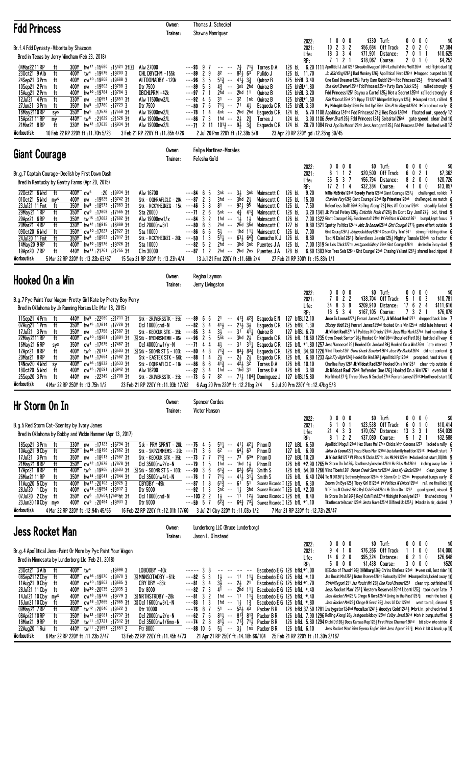## Fdd Princess

Owner: Thomas J. Scheckel
Trainer: Shawna Manriquez

Br.f.4 Fdd Dynasty-Viborita by Shazoom
Bred in Texas by Jerry Windham (Feb 23, 2018)

| | | | | | |
|---|---|---|---|---|---|
| 2022: | 1 0 0 0 | $330 | Turf: | 0 0 0 0 | $0 |
| 2021: | 10 2 3 2 | $56,684 | Off Track: | 2 0 2 0 | $7,384 |
| Life: | 18 3 3 4 | $71,901 | Distance: | 7 0 1 1 | $10,625 |
| RP: | 7 1 2 1 | $18,067 | Course: | 2 0 1 0 | $4,252 |

```
04Mar22 11RP   ft  300Y  hw17 :15680 :15421 3f[E]  Alw 27000            ---93 9 7   -- -- 7½ 7½  Torres D A     126 bL  6.20 1111 Apollticl J Jul1261 Streakinlilwagon126hd Lethal White Veil126nk  mid flight duel 10
23Oct21 9Alb   ft  400Y  tw4  :19675 :19203 3     CHL DBYCHM -155k     ---89 2 9   8² -- 8²½ 6³  Pulido J       126 bL 11.70     Jc Wild King1261½ Bad Monkey126½ Apollitical Hero126nk ▶hopped,bumped brk 10
24Sep21 3Prm   ft  400Y  cw10 :19808 :19688 3     ALTOONADBY -120k     ---96 3 5   5¹¾ -- 4¹¾ 3¾  Quiroz B       125 bhBL 3.40    One Kool Dreamer125½ Party Darn Quick125ns Fdd Princess125½  finished well 10
10Sep21 2Prm   ft  400Y  nw   :19802 :19788 3     Dtr 7500             ---89 5 3   4¾ -- 3nk 2hd  Quiroz B       125 bhBL*1.80    One Kool Dreamer125hd Fdd Princess125ns Party Darn Quick125½  rallied strongly 9
15Aug21 2Prm   ft  400Y  hw10 :19784 :19784 3     DBCHLPRM -42k        ---97 7 1   2hd -- 2hd 1¹  Quiroz B       125 bhBL 3.20    Fdd Princess1251 Bayou a Cartel125½ Not a Secret125hd rallied strongly 8
12Jul21 4Prm   ft  330Y  nw   :16651 :16651 3f    Alw 11500nw2/L       ---92 4 5   3¹ -- 3² 1nk  Quiroz B       125 bhBL*1.50    Fdd Princess125nk Sfs Hppy Tl1272 Whisperlittleprayer125½ ▶bumped start, rallied 9
27Jun21 3Prm   ft  350Y  hw5  :17780 :17723 3     Dtr 7500             ---80 7 6   7¹½ -- 7¹ 4½  Esqueda C R    125 bhBL 3.30    My Midnight Cndy125ns Ec Ant Up125nk This Prts Hoppin125hd ▶forced out early 8
16May21 10RP   sys 350Y  hw5  :17578 :17558 3f    Alw 19000nw2/L       ---78 1 4   4nk -- 2hd 2hd  Esqueda C R   124 bL  5.70 1108 Apolitica124hd Fdd Princess124½ Hes Back126hd  floated out, speedy 12
15Apr21 11RP   my  440Y  tw5  :21629 :21526 3f    Alw 19000nw2/L       ---86 7 3   1hd -- 2½ 2¾  Torres J       124 bL  3.90 1106 Beer Braf126½ Fdd Princess124½ Seissita126nk  gate speed, clear 2nd 10
21Mar21 8RP    ft  330Y  hw12 :17035 :16934 3f    Alw 19000nw2/L       ---71 2 11  10¹½ -- 9½ 3¾  Esqueda C R    124 bL 20.70 1084 First Apollo Moon128nk Jess Arrogant125½ Fdd Princess124hd  finished well 12
Workout(s):  10 Feb 22 RP 220Y ft :11.70h 5/23   3 Feb 21 RP 220Y ft :11.85h 4/26   2 Jul 20 Prm 220Y ft :12.38b 5/8   23 Apr 20 RP 220Y gd :12.25hg 30/45
```

## Giant Courage

Owner: Felipe Martinez-Morales
Trainer: Felesha Gold

Br.g.7 Captain Courage-Deelish by First Down Dash
Bred in Kentucky by Gentry Farms (Apr 20, 2015)

| | | | | | |
|---|---|---|---|---|---|
| 2022: | 0 0 0 0 | $0 | Turf: | 0 0 0 0 | $0 |
| 2021: | 6 1 1 2 | $20,500 | Off Track: | 6 0 2 1 | $7,362 |
| Life: | 35 5 3 7 | $56,794 | Distance: | 8 2 0 0 | $20,726 |
| RP: | 17 2 1 4 | $32,384 | Course: | 4 1 0 0 | $13,857 |

```
22Oct21 6Wrd   ft  400Y  cw5       :20 :19934 3f   Alw 16700            ---84 6 5   3nk -- 3½ 3nk  Wainscott C    126 bL  9.20     Mille McBride124nk Scredy Pants126hd Giant Courage12611¼  challenged, no kick 7
01Oct21 5Wrd   mys 400Y  nw   :19825 :19742 3f    Stk - OQHRAFCLCL - 20k ---87 2 3  3hd -- 3hd 2½  Wainscott C   126 bL 15.00     Charlies Fury126½ Giant Courage126nk Bp Primetime126nk  challenged, no match 6
23Jul21 11Fmt  ft  350Y  hw9  :18573 :17863 3     Stk - RCKYHEINZG - 15k ---46 3 8  8¹ -- 9²½ 9⁶  Wainscott C   126 bL  7.50     Relentless Dol126nk Rolling Along128½ Hes All Corona126nk  steadily faded 9
29May21 1RP    ft  350Y  cw8  :17809 :17565 3f    Sta 20000            ---71 2 6   5nk -- 4¾ 4¹¾  Wainscott C    126 bL  3.20 1341 Jk Pistol Petey126½ Catchin Train B126½ Bv Dont Cry Joni127½  bid, tired 9
29Apr21 6RP    ft  350Y  tw15 :17682 :17682 3f    Alw 19000nw1/x       ---84 3 2   1hd -- 1½ 1½  Wainscott C    126 bL  7.00 1322 Giant Courage126½ Fundimental124hd Vf Politics N Chicks1261  bumpd,kept focus 7
20Mar21 4RP    ft  330Y  hw12 :16915 :16889 3f    Ocl 20000nw3/L       ---80 8 3   2hd -- 2hd 3hd  Wainscott C   127 bL  9.80 1321 Spotty Politics124ns Juic Is Loose126hd Gint Courge12711¼ game effort outside 9
09Oct20 6Wrd   ft  350Y  cw17 :17883 :17827 3     Sta 10000            ---86 6 6   5½ -- 1hd 1¹½  Wainscott C    126 bL  7.00     Gint Courg1261½ Jstgoodolboy126hd Crson City Trin1241  strong finishing drive 6
24Jul20 11Fmt  ft  350Y  hw8  :18583 :17817 3f    Stk - RCKYHEINZI - 20k ---50 1 3  5¹¼ -- 6³½ 6⁴¾  Camacho K J   126 bL  8.80     Tac N Dale1261¾ Relentless Jessie125½ Mighty Tamale126nk no factor 6
14May20 9RP    ft  400Y  hw10 :19976 :19926 3f    Sta 10000            ---82 5 2   2hd -- 3hd 3nk  Puentes J A   126 bL  7.00 1319 Sn Lxis Chick127ns Jestgoodolboy126nk Gint Courge126nk  denied in 3way duel 9
19Apr20 7RP    ft  440Y  hw11 :21761 :21755 3f    Clm 30000            ---87 1 2   2hd -- 2hd 2ns  Puentes J A   128 bL  6.60 1303 Won Tres Seis126ns Gint Courge128nk Chasing Valiant1261½ shared lead,nipped 8
Workout(s):  5 Mar 22 RP 220Y ft :13.22b 63/67   15 Sep 21 RP 220Y ft :13.23h 4/4   13 Jul 21 Fmt 220Y ft :11.68h 2/4   27 Feb 21 RP 300Y ft :15.83h 1/1
```

## Hooked On a Win

Owner: Regina Laymon
Trainer: Jerry Livingston

B.g.7 Pyc Paint Your Wagon-Pretty Girl Kate by Pretty Boy Perry
Bred in Oklahoma by Jk Running Horses Llc (Mar 18, 2015)

| | | | | | |
|---|---|---|---|---|---|
| 2022: | 0 0 0 0 | $0 | Turf: | 0 0 0 0 | $0 |
| 2021: | 7 0 2 2 | $38,704 | Off Track: | 5 1 0 3 | $10,781 |
| Life: | 34 8 3 9 | $209,910 | Distance: | 17 6 2 4 | $111,616 |
| RP: | 18 5 3 4 | $167,105 | Course: | 7 3 2 1 | $76,078 |

```
11Sep21 4Prm   ft  440Y  hw5  :22060 :21711 3f    Stk - 2RIVERSSTK - 35k ---89 6 6  2¹ -- 4¹¾ 4²¾  Esqueda E N   127 bfBL12.10     Juice Is Loose1271¾ Ferrari James127½ Jk Wildcat Red1271  dropped back late 7
07Aug21 1Prm   ft  350Y  hw15 :17814 :17728 3f    Ocl 10000cnd-N       ---82 3 4   4¹½ -- 2¹½ 3½  Esqueda C R   125 bfBL 1.30     Dickey Bob125½ Ferrari James125hd Hooked On a Win125nk mild late interest 4
17Jul21 3Prm   ft  350Y  nw   :17758 :17587 3f    Stk - KEOKUK STK - 35k ---85 3 4  3½ -- 3¹ 4¹¼  Quiroz B      127 bfBL 6.70     Vf Politics N Chicks127nk Jess Mke Mark127ns had no mishap 9
22May21 11RP   ft  400Y  cw10 :19981 :19891 3f    [S] Stk - BYDMRSMEMH - 85k ---96 2 5 5nk -- 3hd 2½  Esqueda C R  126 bfL 18.60 1235 Otmn Creek Sentor126½ Hooked On Win126ns Uncurled Fist126½ battled all way 6
16May21 6RP    sys 350Y  cw4  :17675 :17467 3f    Ocl 40000nw1/y-N     ---71 4 4   4½ -- 3¹ 3¹¼  Esqueda C R   126 bfL *1.80 1257 Jess Vamoose126½ Hooked On Jordan129½ Hooked On a Win126ns late interest 7
17Apr21 8RP    ft  400Y  tw5  :20117 :19503 3f   [S] Stk - SOONR ST S - 100k ---80 4 8 7¹¾ -- 8³½ 8³¾  Esqueda C R  126 bfL 34.60 1226 Vlint Tiberis1261 Otmn Creek Senator126hd Jess My Hocks126hd  did not contend 9
20Mar21 8RP    ft  350Y  hw11 :17664 :17582 3f    Stk - EASTEX STK - 50k ---88 1 4  2½ -- 2½ 2½  Esqueda C R   126 bfL  6.80 1233 Egls Fly Highr124½ Hookd On Win1261¼ Apollitcl Pp126nk  prompted, hand driven 6
14Nov20 4Wrd   sy  400Y  cw16 :19832 :19533 3f    Stk - OQHRAFCLCL - 18k ---86 6 6  4¹¾ -- 4²½ 3²  Torres D A    126 bfL 10.10     Charlies Fury1261 Jk Wildcat Red1261 Hooked On a Win1261  clean trip outside 6
18Oct20 5Wrd   ft  400Y  cw15 :20091 :19942 3f    Alw 16200            ---87 3 4   1hd -- 1hd 3¹  Torres D A    126 bfL  3.80     Jk Wildcat Red126nk Defender One126½ Hooked On a Win1261  even bid 6
25Sep20 3Prm   ft  440Y  nw   :22349 :21708 3f    Stk - 2RIVERSSTK - 35k ---73 6 7  8² -- 7¹½ 10⁴¾ Dominguez J  127 bfBL15.80     Marfilmio1271½ Three Olives N Smoke127nk Ferrari James127nk ▶bothered start 10
Workout(s):  4 Mar 22 RP 250Y ft :13.75h 1/2   23 Feb 21 RP 220Y ft :11.93b 17/62   6 Aug 20 Prm 220Y ft :12.21bg 2/4   5 Jul 20 Prm 220Y ft :12.47bg 5/8
```

## Hr Storm On In

Owner: Spencer Cordes
Trainer: Victor Hanson

B.g.5 Red Storm Cat-Scentsy by Ivory James
Bred in Oklahoma by Bobby and Vickie Hammer (Apr 13, 2017)

| | | | | | |
|---|---|---|---|---|---|
| 2022: | 0 0 0 0 | $0 | Turf: | 0 0 0 0 | $0 |
| 2021: | 6 1 0 1 | $23,538 | Off Track: | 6 0 1 0 | $10,414 |
| Life: | 21 4 3 3 | $70,057 | Distance: | 13 3 3 1 | $54,039 |
| RP: | 8 1 2 2 | $37,080 | Course: | 5 1 2 1 | $32,588 |

```
18Sep21 3Prm   ft  330Y  nw   :17123 :16794 3f    Stk - PRM SPRNT - 20k ---75 4 5  5¹¼ -- 4¹½ 4²½  Pinon D       127 bBL  6.50     Apollticl Moguli127hd Hez Blues Mn127ns Chicks With Coronas1272  lacked a rally 6
10Aug21 9Cby   ft  350Y  hw16 :18196 :17662 3f    Stk - SKPZIMMEMS - 29k ---71 3 6  6² -- 6⁴½ 6³  Pinon D       127 bfL  6.90     Juice Is Loose127½ Heza Blues Man127hd Justafamilytradition127nk ▶dwelt start 7
17Jul21 3Prm   ft  350Y  nw   :18013 :17587 3f    Stk - KEOKUK STK - 35k ---73 7 7  7¹¾ -- 7³ 6³*  Pinon D       127 bBL 10.20     Jk Wildct Rd1271 Vf Pltcs N Chcks127nk Jss Mk Mrk127ns ▶ducked out start,DQ8th 9
21May21 8RP    ft  350Y  cw12 :17878 :17878 3f    Ocl 35000nw2/x-N     ---79 1 5   1hd -- 1hd 1½  Pinon D       126 bfL *2.90 1265 Hr Storm On In126½ Southrnstylmission126nk Hz Blus Mn126nk  inching away late 7
17Apr21 8RP    ft  400Y  tw5  :19905 :19503 3f   [S] Stk - SOONR ST S - 100k ---90 3 6 6¹¾ -- 6²½ 6²½  Smith S     126 bfL 54.00 1266 Vlint Tiberis1261 Otman Creek Senator126hd Jess My Hocks126hd  clean journey 9
26Mar21 11RP   ft  350Y  hw14 :18041 :17844 3f    Ocl 35000nw4/L-N     ---77 1 7   7¹½ -- 4¹½ 3¹¾  Smith S       126 bfL  6.40 1244 Tc N Dl1261¼ Sothrnstylmssn126ns Hr Strm On In126ns ▶repeated bumps early 8
11Aug20 5Cby   ft  400Y  hw17 :20102 :19925 3     CBYDBY -49k          ---87 1 8   6¹¾ -- 6¹ 5¹  Suarez Ricardo I 126 bfL 6.30    Zoomn On Bye125½ Tipsy Girl B125nk Vf Politics N Chicks125hd  rail, no final kick 10
28Jul20 1Cby   ft  400Y  cw18 :19854 :19817 3     Dtr 5000             ---92 1 3   3nk -- 1½ 3hd  Suarez Ricardo I 126 bfL *2.00   Vf Pltcs N Chcks125hd Ryl Csh Flsh125ns Hr Strm On n1261  good speed, missed 9
07Jul20 2Cby   ft  350Y  cw6  :17504 :17504 ht 3   Ocl 10000cnd-N       ---103 2 2  1½ -- 1¹ 1²½  Suarez Ricardo I 126 bfL 8.40    Hr Storm On In1262½ Royl Csh Flsh127hd Midnight Moonlyte1271  finished strong 7
23Jun20 10Cby  mys 400Y  cw5  :20484 :19931 3     Dtr 5000             ---59 5 7   6²½ -- 6⁴¾ 7³¾  Suarez Ricardo I 125 bfL *1.10   Tknthecartelscash128nk Jesta Wave125hd Olifired Up1251½ ▶broke in air, ducked 7
Workout(s):  4 Mar 22 RP 250Y ft :12.94h 45/55   16 Feb 22 RP 220Y ft :12.01h 17/60   3 Jul 21 Cby 220Y ft :11.03b 1/2   7 Mar 21 RP 220Y ft :12.72h 29/47
```

## Jess Rocket Man

Owner: Lunderborg LLC (Bruce Lunderborg)
Trainer: Jason L. Olmstead

Br.g.4 Apollitical Jess-Paint Or More by Pyc Paint Your Wagon
Bred in Minnesota by Lunderborg Llc (Feb 21, 2018)

| | | | | | |
|---|---|---|---|---|---|
| 2022: | 0 0 0 0 | $0 | Turf: | 0 0 0 0 | $0 |
| 2021: | 9 4 1 0 | $76,266 | Off Track: | 1 1 0 0 | $14,000 |
| Life: | 14 6 2 0 | $95,324 | Distance: | 6 2 1 0 | $26,648 |
| RP: | 5 0 0 0 | $1,438 | Course: | 3 0 0 0 | $520 |

```
23Oct21 3Alb   ft  400Y  tw4       :19898 3       LOBODBY -40k         ----- 3 8   -- -- -- --  Escobedo E G  126 bfkL*1.00     [IE]Echo of Thundr126½ [IE]Mlburg126½ Chrlns Rlntless126nk ▶veer rail, lost rider 10
08Sep21 12Cby  ft  400Y  cw16 :19870 :19870 3     [S] MNNSOTADBY -61k  ---82 5 3   1½ -- 1¹ 1¹¼  Escobedo E G  125 bfkL *.10     Jss Rockt Mn1251¼ Wstrn Rserve126hd Furiousity126hd ▶bumped brk,kicked away 10
11Aug21 9Cby   ft  400Y  cw10 :19863 :19685 3     CBY DBY -83k         ---81 3 4   3½ -- 2½ 2¹  Escobedo E G  125 bfkL*1.70     Strknlilwgon1251 Jss Rockt Mn125½ One Kool Dreamer1251  clean trip,outfinished 10
28Jul21 11Cby  ft  400Y  hw30 :20035 :20035 3     Dtr 8000             ---82 7 3   4¹ -- 2hd 1¹¾  Escobedo E G  125 bfkL *.40     Jess Rocket Man1251¾ Western Reserve126hd Liberti125½  took over late 7
14Jul21 10Cby  mys 400Y  cw18 :19779 :19779 3     [S] NRTHSTRDBY -28k  ---81 3 2   1hd -- 1¹ 1¹¼  Escobedo E G  125 bfkL *.40     Jess Rocket Mn1251¼ Chnge N Gers125hd Living in the Past1251½  much the best 6
16Jun21 10Cby  ft  350Y  cw18 :17865 :17865 3f    [S] Ocl 16000nw3/L-N ---83 1 3   1hd -- 1½ 1¾  Escobedo E G  125 bfkL *.40     Jess Rocket Mn125½ Chnge N Gers125½ Jess Lil Csh127hd  went to rail, cleared 5
09May21 7PRF   ft  400Y  tw12 :20046 :19522 3     Dtr 10000            ---76 8 7   5¹ -- 5²½ 4³  Packer B R    126 bfkL 37.50 1281 Instygator124hd Vocalize1241¾ Woodys Gold1241¾ ▶brk in, pinched rival 9
08Apr21 10RP   ft  350Y  hw12 :18081 :17737 3f    Ocl 20000nw2/x-N     ---62 7 6   8¹½ -- 8¹¾ 8¹¾  Packer B R    126 bfkL 7.90 1296 Rolling Along126½ Jestgoodolboy126hd Colby Jess126hd ▶brk in,bump,shuffled 9
18Mar21 9RP    ft  350Y  tw11 :17721 :17512 3f    Ocl 35000nw1/6mx-N   ---74 2 8   8¹½ -- 7¹¾ 7¹½  Packer B R    126 bfkL 5.80 1294 Ktchi Dt126½ Docs Kansas Rep126½ First Prize Charmer126hd  bit slow into stride 8
22Aug20 1Rui   ft  440Y  tw11 :21651 :21651 2     Ftr 8000             ---88 10 6  5½ -- 3½ 1ns  Packer B R    126 bfkL 6.10     Jess Rocket Man126ns Eyema Eagle126nk Jess Agree1261½ ▶brk in bit & brush,up 10
Workout(s):  6 Mar 22 RP 220Y ft :11.23b 2/47   13 Feb 22 RP 220Y ft :11.45h 4/73   21 Apr 21 RP 250Y ft :14.18h 66/104   25 Feb 21 RP 220Y ft :11.30h 2/167
```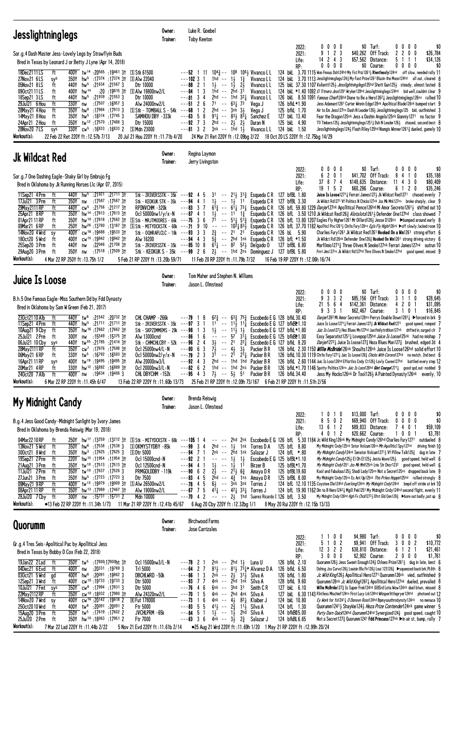## Jesslightninglegs

Owner: Luke R. Goebel
Trainer: Toby Keeton

Sor.g.4 Dash Master Jess-Lovely Legs by Strawflyin Buds
Bred in Texas by Leonard J or Betty J Lyne (Apr 14, 2018)

| | | | | | |
|---|---|---|---|---|---|
| 2022: | 0 0 0 0 | $0 | Turf: | 0 0 0 0 | $0 |
| 2021: | 9 1 2 3 | $40,262 | Off Track: | 2 2 0 0 | $26,784 |
| Life: | 14 2 4 3 | $57,562 | Distance: | 5 1 1 1 | $34,126 |
| RP: | 0 0 0 0 | $0 | Course: | 0 0 0 0 | $0 |

18Dec21 11LS ft 400Y tw14 :20565 :19461 3† [S] Stk 61500 ---52 1 11 10434 -- 108 10613 Vivanco L L 124 bkL 3.70 1115 Mon Fmous Dsh124hd My Fst Priz12613 Rlentlessly124nk off slow, needed rally 11
27Nov21 6LS sys 350Y hw5 :17374 :17374 3† [S] Alw 22040 ---102 3 1 1hd -- 11/2 13/4 Vivanco L L 124 bkL 3.70 1113 Jesslightninglegs124¾ My Fast Prize1261 Blazin the Moon124hd all out, cleared 8
05Nov21 8LS ft 440Y hw5 :21634 :21567 3 Dtr 10000 ---88 2 1 11/2 -- 11/2 21/2 Vivanco L L 125 bkL 37.30 1107 Valiantt1251/2 Jesslightninglegs125hd Shott Gun1251/2 steady, almost lasted 8
09Oct21 11LS ft 400Y hw14 :20 :19815 3† [S] Alw 19800nw2/L ---84 1 3 1hd -- 2hd 31 Vivanco L L 124 bkL *1.40 1092 El Trtnero Jess1291 Wryker129hd Jesslightninglegs124hd bid well,couldnt clear 9
18Sep21 3LS ft 440Y hw5 :21938 :21553 3 Dtr 10000 ---81 3 4 2hd -- 1hd 321/4 Vivanco L L 126 bkL 8.50 1091 Famous Chief126hd Diane to Be a Hero12621/4 Jesslightninglegs126ns rallied 10
29Jul21 6Hou ft 330Y nw :17507 :16957 3 Alw 24000nw2/L ---51 2 6 71 -- 631/4 73 Vega J 126 bfkL*1.90 Jess Adamant1281 Carter Winnin Edge128nk Apolitical Blade126nk bumped start 9
28May21 4Hou ft 350Y hw8 :17984 :17913 3 [S] Stk - TOMBALL S - 54k ---68 1 2 2hd -- 3nk 31/2 Vega J 125 bfkL 1.70 Air to Em Jess127ns Dash N Leader126½ Jesslightninglegs125 bid, outfinished 3
14May21 8Hou ft 350Y hw5 :18314 :17745 3 SAMHOU DBY -333k ---63 5 8 911/4 -- 831/2 831/4 Sanchez E 127 bkL 13.40 Fear the Dragon125ns Jess a Dashin Angela125nk Gianniy1271 no factor 9
24Apr21 2Hou ft 350Y tw12 :17570 :17488 3 Dtr 15000 ---92 7 3 2hd -- 21/2 21/2 Duran N 125 bkL 4.90 Tll Timbers125½ Jesslightninglegs1251½ Dsh N Leader125½ chased, second best 8
28Nov20 7LS sys 330Y cw5 :16833 :16833 2 [S] Mdn 23000 ---81 3 2 3nk -- 1hd 11/2 Vivanco L L 124 bkL 1.50 Jesslightninglegs124½ Flash Riley125hd Namgis Winner12613/4 dueled, gamely 10

Workout(s): 22 Feb 22 Ret 220Y ft :12.57b 7/13 20 Jul 21 Hou 220Y ft :11.71b 4/20 24 Mar 21 Ret 220Y ft :12.09bg 2/22 18 Oct 20 LS 220Y ft :12.75bg 14/29

## Jk Wildcat Red

Owner: Regina Laymon
Trainer: Jerry Livingston

Sor.g.7 One Dashing Eagle-Shaky Girl by Embrujo Fg
Bred in Oklahoma by Jk Running Horses Llc (Apr 07, 2015)

| | | | | | |
|---|---|---|---|---|---|
| 2022: | 0 0 0 0 | $0 | Turf: | 0 0 0 0 | $0 |
| 2021: | 6 2 0 1 | $41,702 | Off Track: | 8 4 1 0 | $35,188 |
| Life: | 37 8 7 4 | $148,635 | Distance: | 11 4 3 0 | $80,409 |
| RP: | 19 1 5 2 | $60,286 | Course: | 6 1 2 0 | $35,246 |

11Sep21 4Prm ft 440Y hw5 :21921 :21711 3† Stk - 2RIVERSSTK - 35k ---92 4 5 31 -- 211/2 313/4 Esqueda C R 127 bfBL 1.80 Juice Is Loose12711/2 Ferrari James127½ Jk Wildcat Red1271 chased evenly 7
17Jul21 3Prm ft 350Y nw :17587 :17587 3† Stk - KEOKUK STK - 35k ---94 4 1 11/2 -- 11/2 11 Esqueda C R 127 bfBL 3.30 Jk Wildct Rd1271 Vf Politics N Chicks127nk Jss Mk Mrk127ns broke sharply, clear 9
29May21 11RP ft 440Y cw5 :21756 :21217 3† RPINVCHM -320k ---83 3 7 613/4 -- 611/2 731/4 Esqueda C R 126 bfL 59.80 1229 Danjer127nk Apollitical Pence126hd Mi Amor Secreto1261½ shifted out 10
25Apr21 8RP ft 350Y hw14 :17813 :17813 3† Ocl 50000nw1/y+x-N ---87 4 1 11/2 -- 11 13/4 Esqueda C R 126 bfL 3.50 1210 Jk Wildcat Red126¾ Alotalota12611/2 Defender One127hd class showed 7
01Apr21 11RP ft 350Y hw10 :17818 :17582 3† [S] Stk - MRJTMOORES - 68k ---75 3 6 71 -- 511/2 513/4 Esqueda C R 126 bfL 13.80 1207 Eagles Fly Higher1261 Mr Dillard126½ Jesse D126ns ▶bumped around early 8
09Mar21 6RP ft 250Y hw26 :13780 :13187 3† [S] Stk - MITYDCKSTK - 68k ---71 9 10 -- -- 1021/4 831/2 Esqueda C R 126 bfL 37.70 1182 Apolltcl Pnc1261½ Chrls Fury128ns Egls Fly Highr126nk ▶off slowly,lacked room 10
14Nov20 4Wrd sy 400Y cw16 :19688 :19533 3† Stk - OQHRAFCLC - 18k ---93 3 3 23/4 -- 21 21 Esqueda C R 126 bL 5.90 Charlies Fury1261 Jk Wildcat Red1261 Hooked On a Win1261 strong effort 6
18Oct20 5Wrd ft 400Y cw15 :19942 :19942 3† Alw 16200 ---94 4 3 51/2 -- 2hd 1nk Esqueda C R 126 bfL *1.50 Jk Wildct Rd126nk Defender One126½ Hooked On Win1261 strong driving victory 6
25Sep20 3Prm ft 440Y nw :22046 :21708 3† Stk - 2RIVERSSTK - 35k ---85 10 8 611/4 -- 82 521/2 Delgado O 127 bfBL 6.80 Marflimio12711/2 Three Olives N Smoke127nk Ferrari James127nk outrun 10
29Aug20 3Prm ft 350Y nw :17518 :17509 3† Stk - KEOKUK S - 35k ---99 2 6 21/2 -- 1hd 2ns Dominguez J 127 bfBL 5.80 Frrri Jms127ns Jk Wildct Rd127hd Thre Olives N Smoke127hd good speed, missed 9

Workout(s): 4 Mar 22 RP 250Y ft :13.75h 1/2 5 Feb 21 RP 220Y ft :13.20b 59/71 11 Feb 20 RP 220Y ft :11.79b 7/32 16 Feb 19 RP 220Y ft :12.06h 16/74

## Juice Is Loose

Owner: Tom Maher and Stephen N. Williams
Trainer: Jason L. Olmstead

B.h.5 One Famous Eagle-Miss Southern Dd by Fdd Dynasty
Bred in Oklahoma by Sam W Green (Feb 21, 2017)

| | | | | | |
|---|---|---|---|---|---|
| 2022: | 0 0 0 0 | $0 | Turf: | 0 0 0 0 | $0 |
| 2021: | 9 3 3 2 | $85,156 | Off Track: | 3 1 1 0 | $28,645 |
| Life: | 21 5 6 4 | $142,361 | Distance: | 4 2 0 1 | $31,095 |
| RP: | 9 3 3 1 | $62,467 | Course: | 3 1 0 1 | $16,845 |

23Oct21 10Alb ft 440Y tw8 :21542 :20732 3† CHL CHAMP -266k ---79 1 8 623/4 -- 633/4 753/4 Escobedo E G 128 bfkL 30.40 Danjer1282 Mi Amor Secreto128ns Perrys Double Down12811/4 ▶forced in brk 9
11Sep21 4Prm ft 440Y hw5 :21711 :21711 3† Stk - 2RIVERSSTK - 35k ---97 3 1 11 -- 111/4 111/2 Escobedo E G 127 bfkBL 1.10 Juice Is Loose12711/2 Ferrari James127½ Jk Wildcat Red1271 good speed, romped 7
10Aug21 9Cby ft 350Y hw16 :17662 :17662 3† Stk - SKPZIMMEMS - 29k ---98 1 3 11/2 -- 111/4 11/2 Escobedo E G 127 bfkL*1.80 Juic Is Loos127½ Hez Blues Mn127hd Justfinllytrdition127nk drifted in,surged clr 7
25Jul21 2Prm ft 300Y nw :15549 :15375 3† Alw 13000cnd ---86 1 6 -- -- 52 311/4 Escobedo E G 125 bfkBL 1.00 Easy Separatist1251½ Lovepop125hd Juice Is Loose125nk had no mishap 7
06Jul21 10Cby sys 440Y tw35 :21785 :21414 3† Stk - CHMCHLCBY - 52k ---96 2 4 31/2 -- 21 221/4 Escobedo E G 127 bfkL 8.20 Danjer12721/4 Juice Is Loose127¾ Heza Blues Man127½ brushed, edged 2d 4
28May21 11RP ft 350Y cw7 :17676 :17598 3† Ocl 25000nw4/L-N ---80 6 3 731/2 -- 41/2 31/2 Packer B R 126 bfkL 2.30 1150 Millie McBride126nk Shoults128nk Juice Is Loose126hd solid effort 10
06May21 6RP ft 330Y tw5 :16792 :16593 3† Ocl 50000nw2/y/x-N ---79 2 3 31 -- 21 211/4 Packer B R 126 bfkL 10.30 1119 Chrls Fury127½ Juic Is Loose126½ Chicks With Corona127hd no match, 2nd best 6
16Apr21 11RP sys 400Y tw19 :19495 :19495 3† Alw 20000nw3/L ---92 4 3 2hd -- 1hd 1hd Packer B R 126 bfkL 2.60 1144 Juic Is Loos126hd Effortlss Cndy Ct126½ Lovly Cuvee127hd battled every step 12
20Mar21 4RP ft 330Y hw12 :16892 :16889 3† Ocl 20000nw3/L-N ---82 6 2 1hd -- 1hd 2ns Packer B R 126 bfkL*1.70 1146 Spotty Politics124ns Juic Is Loos126hd Bet Courge12711/4 good spd,out-nodded 9
24Oct20 7Alb ft 400Y nw :19634 :19406 3 CHL DBYCHM -152k ---95 4 3 71/2 -- 51/2 51 Packer B R 126 bfkL 34.40 Jess My Hocks126nk Dr Tool126½ A Painted Dynasty126nk evenly, 10

Workout(s): 6 Mar 22 RP 220Y ft :11.45h 6/47 13 Feb 22 RP 220Y ft :11.60b 13/73 25 Feb 21 RP 220Y ft :12.09h 73/167 6 Feb 21 RP 220Y ft :11.51h 2/56

## My Midnight Candy

Owner: Brenda Reiswig
Trainer: Jason L. Olmstead

B.g.4 Jess Good Candy-Midnight Sunlight by Ivory James
Bred in Oklahoma by Brenda Reiswig (Mar 19, 2018)

| | | | | | |
|---|---|---|---|---|---|
| 2022: | 1 0 1 0 | $13,000 | Turf: | 0 0 0 0 | $0 |
| 2021: | 8 5 0 2 | $69,940 | Off Track: | 0 0 0 0 | $0 |
| Life: | 13 6 1 2 | $89,833 | Distance: | 7 4 0 1 | $59,109 |
| RP: | 4 0 1 2 | $20,662 | Course: | 1 0 0 1 | $3,781 |

04Mar22 10RP ft 250Y hw17 :13259 :13212 3† [S] Stk - MITYDCKSTK - 68k ---105 1 4 -- -- 2hd 2nk Escobedo E G 126 bfL 5.30 1184 Jc Wild King126nk My Midnight Candy126hd Charlies Fury1271 outdueled 8
13Nov21 5Wrd ft 350Y hw6 :17538 :17538 3 [S] OKMYSTYDBY -85k ---99 3 4 2hd -- 11/2 1nk Torres D A 125 bfL 8.80 My Midnight Cndy125nk Sntor Volcum126ns Mh Apollitic1 Spy127nk driving finish 10
30Oct21 8Wrd ft 350Y hw3 :17625 :17625 3 [S] Dtr 5000 ---94 7 1 2nk -- 2hd 1nk Salazar J 124 bfL *.80 My Midnight Candy124nk Senator Volcum12711/2 Vf Pillow Talk125½ dug in late 7
19Sep21 2Prm ft 220Y hw15 :11954 :11954 3† Ocl 15000cnd-N ---92 2 1 -- -- 11/2 11/2 Escobedo E G 125 bfkL*1.10 My Midnight Candy125½ El Oh El125½ Jesta Wave125½ good speed, held well 6
21Aug21 3Prm ft 350Y tw10 :17513 :17513 3† Ocl 12500cnd-N ---94 4 1 11/2 -- 11/2 11 Birzer B 125 bfkL*1.70 My Midnight Cndy1251 Jss Mk Mrk125nk Lnis Str Dnc1232 good speed, held well 6
11Jul21 2Prm ft 350Y tw10 :17637 :17526 3 PRMGOLDDBY -119k ---90 6 2 21/2 -- 211/2 63/4 Amaya D R 125 bfkBL 19.60 Kool and Fabulous125½ Shadi Lady125ns Not a Secret125ns dropped back late 9
27Jun21 3Prm ft 350Y hw5 :17723 :17723 3 Dtr 7500 ---83 4 5 4hd -- 41/2 1ns Amaya D R 125 bfkBL 8.00 My Midnight Cndy125ns Ec Ant Up125nk This Prties Hoppin125hd rallied strongly 8
09May21 9RP ft 400Y tw13 :19979 :19909 3† [S] Alw 26500nw2/L ---78 4 5 61/2 -- 3nk 3nk Torres J 124 bfL 12.10 1135 Coyotee Dile124hd Everlong124nk My Midnight Cndy124nk bmpd off stride at brk 10
08Apr21 11RP ft 350Y hw13 :17989 :17467 3† Alw 19000nw2/L ---67 7 5 411/4 -- 421/2 331/4 Torres J 124 bfL 19.90 1162 Din to B Hero1242¾ Mgill Pek1251 My Midnight Cndy124hd second flight, evenly 11
28Jul20 7Cby ft 300Y nw :15731 :15731 2 Mdn 10000 ---70 4 2 -- -- 21/2 1hd Suarez Ricardo I 126 bfL 3.50 My Mdnght Cndy126hd Hgh Fv Chck12721/2 Dfnt Gld Gen128½ ▶bore out badly,just up 8

Workout(s): ●13 Feb 22 RP 220Y ft :11.34h 1/73 11 Mar 21 RP 220Y ft :12.41b 45/67 6 Aug 20 Cby 220Y ft :12.32bg 1/1 8 May 20 Rui 220Y ft :12.15b 13/33

## Quorumm

Owner: Birchwood Farms
Trainer: Jose Carrizales

Gr.g.4 Tres Seis-Apolitical Pac by Apollitical Jess
Bred in Texas by Bobby D Cox (Feb 22, 2018)

| | | | | | |
|---|---|---|---|---|---|
| 2022: | 1 1 0 0 | $4,980 | Turf: | 0 0 0 0 | $0 |
| 2021: | 5 1 0 2 | $9,941 | Off Track: | 3 0 0 2 | $10,772 |
| Life: | 12 3 2 2 | $38,810 | Distance: | 6 1 2 1 | $21,461 |
| RP: | 3 0 0 0 | $2,902 | Course: | 2 0 0 0 | $1,761 |

19Jan22 2Lad ft 350Y tw5 :17800:17800ht 3† Ocl 15000nw3/L-N ---78 2 1 2nk -- 2hd 11/2 Luna U 126 bfkL 2.10 Quorumm126½ Jess Sweet Enough124½ Chloes Prize12611/2 dug in late, best 6
04Dec21 6Evd ft 400Y nw :20331 :19769 3 Trl 5000 ---64 2 7 811/2 -- 811/2 731/2* Alvarez D A 126 bfkL 6.50 Dshing Jss Curvo126½ Louisin Blu Fir126½ Loui 123126½ ▶squeezed back brk,PL6th 8
03Oct21 5Wrd gd 400Y hw6 :20091 :19862 3 DBCHLWRD -50k ---86 1 3 2nk -- 21/2 311/2 Silva A 126 bfkL 1.80 Jc Wild King126½ Apollitical Hero1271 Quorumm126nk vied, outfinished 9
12Sep21 3Wrd ft 400Y cw10 :19733 :19733 3 Dtr 5000 ---93 7 7 4nk -- 2hd 1nk Silva A 128 bfkL 9.60 Quorumm128nk Jc Wild King12621/2 Apollitical Hero127nk dueled, prevailed 8
10Jul21 7Fmt sys 350Y cw8 :17994 :17831 3 Dtr 5000 ---76 4 6 6nk -- 3hd 31 Smith C R 127 bkL 6.10 Willie McBride127½ Is Super Freak124nk BHSrd Lota Wow124nk duel btwn, missed 8
22May21 12RP ft 350Y cw10 :18032 :17980 3† Alw 24320nw2/L ---70 1 5 4nk -- 2hd 4nk Silva A 127 bkL 6.30 1143 Rintless Mischief124ns First Lucy Lrk124hd Whisperlittlepryer124hd photoed out 12
14Nov20 7Wrd sy 400Y cw16 :20142 :19818 2 [R] Fut 178000 ---73 1 6 4nk -- 41/2 821/4 Klaiber J 124 bkL 10.80 Ey Wonk for Yo124½ O Donovn Ross124hd Bpmysouthrndynsty124nk no menace 10
25Oct20 10Wrd ft 400Y tw8 :20091 :20091 2 Ftr 5000 ---83 5 5 411/2 -- 23/4 111/2 Silva A 124 bfL 1.30 Quorumm124½ Shaykie124½ Heza Prize Contender124nk game winner 5
15Aug20 3Prm ft 350Y tw5 :17619 :17602 2 JVCHLPRM -65k ---84 5 1 11/2 -- 11/2 2hd Silva A 124 bfkBL 5.00 Purty Darn Quick124hd Quorumm124hd Synergized124½ good speed, caught 10
25Jul20 2Prm ft 350Y hw10 :18063 :17951 2 Ftr 7000 ---63 3 6 4nk -- 31/2 23/4 Salazar J 124 bfkBL 6.65 Not a Secret127¾ Quorumm1241 Fdd Princess127nk ▶in air st, bump, rally 7

Workout(s): 7 Mar 22 Lad 220Y ft :11.44b 2/22 5 Nov 21 Evd 220Y ft :11.61b 2/14 ●25 Aug 21 Wrd 220Y ft :11.69h 1/20 1 May 21 RP 220Y ft :12.99h 20/24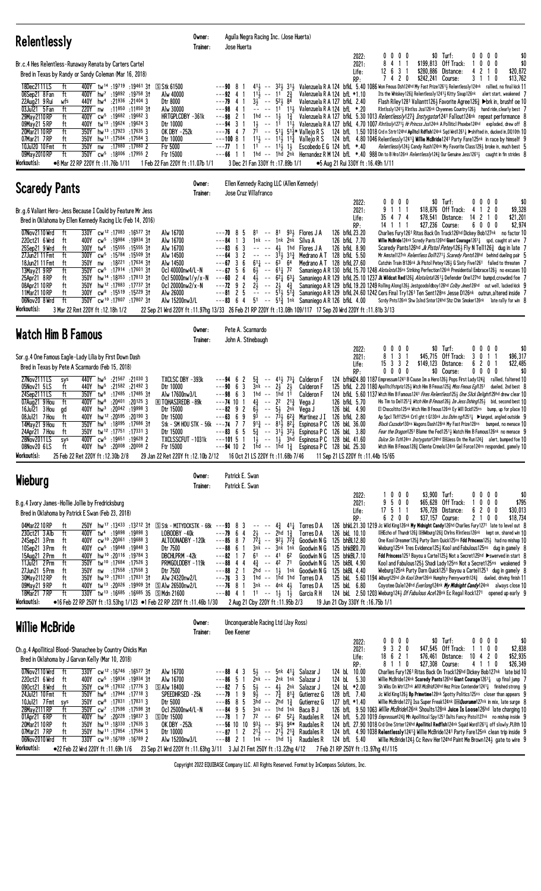## Relentlessly

Owner: Aguila Negra Racing Inc. (Jose Huerta)
Trainer: Jose Huerta

Br.c.4 Hes Relentless-Runaway Renata by Carters Cartel
Bred in Texas by Randy or Sandy Coleman (Mar 16, 2018)

| | | | | | | | |
|---|---|---|---|---|---|---|---|
| 2022: | 0 0 0 0 | $0 | Turf: | 0 0 0 0 | $0 |
| 2021: | 8 4 1 1 | $199,813 | Off Track: | 1 0 0 0 | $0 |
| Life: | 12 6 3 1 | $280,886 | Distance: | 4 2 1 0 | $20,872 |
| RP: | 7 4 2 0 | $242,241 | Course: | 3 1 1 0 | $13,762 |

18Dec21 11LS ft 400Y tw14 :19719 :19461 3↑ [S] Stk 61500 ---90 8 1 4½ -- 3²½ 3½ Valenzuela R A 124 bfkL 5.40 1086 Won Fmous Dsh124hd My Fast Prize1261½ Relentlessly124nk rallied, no final kick 11
06Sep21 8 Fan ft 400Y hw7 :19892 :19758 3↑ Alw 40000 ---92 4 1 1½ -- 1¹ 2¾ Valenzuela R A 124 bfL *1.10 Its the Whiskey126¾ Relentlessly1241½ Kitty Skup126nk alert start, weakened 7
22Aug21 9 Rui wfs 440Y hw4 :21936 :21404 3 Dtr 8000 ---79 4 1 3½ -- 5²½ 8⁴ Valenzuela R A 127 bfkL 2.40 Flash Riley1281 Valiantt126½ Favorite Agree126¾ ▶brk in, brushf oe 10
03Jul21 5 Fan ft 220Y nw :11850 :11850 3↑ Alw 30000 ---98 4 1 -- -- 1¹ 1½ Valenzuela R A 124 bfL *.20 Rlntlssly1241½ Rlntlss Jss126nk Cheyennes Country126½ hand ride,clearly best 7
29May21 10 RP ft 400Y cw5 :19682 :19682 3 HRTGPLCDBY -361k ---98 2 1 1hd -- 1½ 1¾ Valenzuela R A 127 bfkL 5.30 1013 Relentlessly127¾ Instygator1241 Fallout124nk repeat performance 8
09May21 5 RP ft 400Y tw13 :19624 :19624 3 Dtr 10000 ---94 3 1 1½ -- 1¹ 1½ Valenzuela R A 127 bfkL 4.70 1007 Rlntlssly127½ Hr Princss Jss124nk A Politici Phoebe128hd exploded, drew off 8
20Mar21 10 RP ft 350Y tw19 :17923 :17635 3 OK DBY -252k ---76 4 7 7¹ -- 5¹½ 5¹¾* Vallejo R S 124 bfL 1.50 1018 Crd n Strtr124hd Apllticl Rdflsh124nk Sqd Wrd1261½ ▶shifted in, ducked in,DQ10th 10
07Mar21 7 RP ft 350Y hw11 :17584 :17584 3 Dtr 10000 ---100 8 1 1½ -- 1½ 1¾ Vallejo R S 124 bfkL 4.80 1046 Relentlessly1241¾ Willie McBride1241 Party Fare125nk in race by himself 9
10Jul20 10 Fmt ft 350Y nw :17880 :17880 2 Ftr 5000 ---77 1 1 1¹ -- 1½ 1½ Escobedo E G 124 bfL *.40 Relentlessly124½ Candy Rush124nk My Favorite Class129½ broke in, much best 5
09May20 10 RP ft 350Y cw5 :18006 :17955 2 Ftr 15000 ---66 1 1 1hd -- 1hd 2nk Hernandez R M 124 bfL *.40 988 Din to B Hro126nk Relentlessly124¾ Our Genuine Jess1261½ caught in fin strides 8

Workout(s): ●8 Mar 22 RP 220Y ft :11.76b 1/11 1 Feb 22 Fan 220Y ft :11.07b 1/1 3 Dec 21 Fan 330Y ft :17.89b 1/1 ●5 Aug 21 Rui 330Y ft :16.49h 1/11

## Scaredy Pants

Owner: Ellen Kennedy Racing LLC (Allen Kennedy)
Trainer: Jose Cruz Villafranco

Br.g.6 Valiant Hero-Jess Because I Could by Feature Mr Jess
Bred in Oklahoma by Ellen Kennedy Racing Llc (Feb 14, 2016)

| | | | | | | | |
|---|---|---|---|---|---|---|---|
| 2022: | 0 0 0 0 | $0 | Turf: | 0 0 0 0 | $0 |
| 2021: | 9 1 1 1 | $18,876 | Off Track: | 4 1 2 0 | $9,328 |
| Life: | 35 4 7 4 | $78,541 | Distance: | 14 2 1 0 | $21,201 |
| RP: | 14 1 1 1 | $27,236 | Course: | 6 0 0 0 | $2,974 |

07Nov21 10 Wrd ft 330Y cw12 :17083 :16577 3↑ Alw 16700 ---70 8 5 8¹ -- 8¹ 9³½ Flores J A 126 bfkL 23.20 Charlies Fury1261 Ritas Back On Track126hd Dickey Bob127nk no factor 10
22Oct21 6 Wrd ft 400Y cw5 :19984 :19934 3↑ Alw 16700 ---84 1 3 1nk -- 1nk 2nk Silva A 126 bfkL 7.70 Willie McBride124nk Scredy Pants126hd Giant Courage1261½ spd, caught at wire 7
25Sep21 9 Wrd ft 300Y tw6 :15555 :15555 3↑ Alw 16700 ---83 6 3 -- -- 4½ 1hd Flores J A 126 bfkL 8.90 Scaredy Pants126hd Jk Pistol Petey126½ Fly N Tell126¾ dug in late 7
27Jun21 11 Fmt ft 300Y cw5 :15784 :15509 3↑ Alw 14500 ---64 3 2 -- -- 3¹½ 3¹¾ Medrano A T 128 bfkL 5.50 Mr Amstel127nk Relentless Doll1271½ Scaredy Pants128hd behind dueling pair 5
18Jun21 11 Fmt ft 350Y nw :18221 :17634 3↑ Alw 14500 ---67 3 6 6¹½ -- 6³ 6⁴ Medrano A T 128 bfkL 27.60 Catchin Train B126nk Jk Pistol Petey126½ G Sixty Five1261 failed to threaten 7
13May21 9 RP ft 350Y cw5 :17914 :17601 3↑ Ocl 40000nw4/L-N ---67 5 6 6½ -- 6¹½ 7² Samaniego A R 130 bfkL 15.70 1248 Alotalotal126ns Striking Perfection126nk Presidential Embrace126½ no excuses 10
25Apr21 8 RP ft 350Y hw14 :18353 :17813 3↑ Ocl 50000nw1/y/x-N ---60 2 4 4½ -- 6²½ 6³¾ Samaniego A R 129 bfkL 25.10 1237 Jk Wildcat Red126¾ Alotalotal126½ Defender One127hd bumpd,crowded foe 7
08Apr21 10 RP ft 350Y hw12 :17883 :17737 3↑ Ocl 20000nw2/x-N ---72 9 2 2½ -- 2½ 4¾ Samaniego A R 129 bfkL 19.20 1249 Rolling Along126½ Jestgoodolboy126hd Colby Jess126hd out well, lacked kick 9
11Mar21 10 RP ft 300Y cw8 :15519 :15229 3↑ Alw 26000 ---81 2 5 -- -- 5¹½ 5¹¾ Samaniego A R 129 bfkL 24.60 1242 Cers Final Try1261 Ten Sent128ns Jesse D126nk outrun,altered inside 7
06Nov20 8 Wrd ft 350Y cw10 :17807 :17807 3↑ Alw 15200nw3/L ---83 6 4 5¹ -- 5¹½ 1nk Samaniego A R 126 bfkL 4.00 Scrdy Pnts126nk Shw Islnd Sntor124hd Shz Chin Smoker126nk late rally for win 8

Workout(s): 3 Mar 22 Rmt 220Y ft :12.18h 1/2 22 Sep 21 Wrd 220Y ft :11.97hg 13/33 26 Feb 21 RP 220Y ft :13.08h 109/117 17 Sep 20 Wrd 220Y ft :11.81b 3/13

## Watch Him B Famous

Owner: Pete A. Scarmardo
Trainer: John A. Stinebaugh

Sor.g.4 One Famous Eagle-Lady Lilia by First Down Dash
Bred in Texas by Pete A Scarmardo (Feb 15, 2018)

| | | | | | | | |
|---|---|---|---|---|---|---|---|
| 2022: | 0 0 0 0 | $0 | Turf: | 0 0 0 0 | $0 |
| 2021: | 8 1 3 1 | $45,715 | Off Track: | 3 0 1 1 | $96,317 |
| Life: | 15 3 3 2 | $149,123 | Distance: | 6 2 0 1 | $22,485 |
| RP: | 0 0 0 0 | $0 | Course: | 0 0 0 0 | $0 |

27Nov21 11 LS sys 440Y hw5 :21567 :21030 3 TXCLSC DBY -393k ---94 6 2 5¾ -- 4¹½ 7³¼ Calderon F 124 bfhkL24.80 1187 Empressum1241 B Cause Im a Hero126¾ Pops First Lady124¾ rallied, faltered 10
05Nov21 5 LS ft 440Y hw5 :21582 :21492 3 Dtr 10000 ---90 6 3 3nk -- 2½ 2½ Calderon F 125 bfkL 2.20 1180 Apollticlfstprz125½ Wtch Him B Fmous125¾ Miss Fmous Egl1251 dueled, 2nd best 8
24Sep21 11 LS ft 350Y tw8 :17485 :17485 3↑ Alw 17600nw3/L ---98 6 3 1hd -- 1hd 1¹ Calderon F 124 bfkL 5.60 1137 Wtch Him B Famous1241 Fires Relentless125½ One Slick Delight129hd drew clear 10
07Aug21 9 Hou ft 400Y hw8 :20401 :20125 3 [R] TQHASIREDB -89k ---74 10 1 4¾ -- 2² 2¹¾ Vega J 126 bfkL 5.70 His Tim to Del125¹¾ Wtch Him B Fmous126½ Im Jess Dshing125½ bid, second best 10
16Jul21 3 Hou gd 400Y hw3 :20042 :19998 3 Dtr 15000 ---82 9 2 6½ -- 5½ 2nk Vega J 126 bkL 4.90 El Chocolito125nk Wtch Him B Fmous126nk Ey Will Dcid125ns bump, up for place 10
08Jul21 7 Hou ft 400Y hw12 :20595 :20190 3 Dtr 15000 ---63 6 9 9³ -- 7³½ 6²¾ Martinez J I 126 bfkL 2.80 Ap Spcl Tkf125nk Crtl ght t G130nk Jss Dshn ngh1251½ ▶lunged, angled outside 9
14May21 9 Hou ft 350Y hw5 :18095 :17686 3↑ Stk - SM HOU STK - 56k ---74 7 7 9¹¾ -- 8¹½ 8²¼ Espinosa P C 126 bkL 36.00 Black Cazador130ns Wagons Dash129nk My Fast Prize128ns bumped, no menace 10
24Apr21 7 Hou ft 350Y tw12 :17751 :17331 3 Dtr 15000 ---83 6 5 5¾ -- 3¹½ 3²½ Espinosa P C 126 bkL 3.80 Fear the Dragon1251 Blame the Fed1251¼ Watch Him B Famous126ns no menace 9
28Nov20 11 LS sys 400Y cw5 :19651 :19628 2 TXCLSSCFUT -1031k ---101 5 1 1½ -- 1½ 3hd Espinosa P C 126 bkL 41.60 Dulce Sin Tch124ns Instygator124hd [R]Hless On the Run124¾ alert, bumped foe 10
08Nov20 6 LS ft 400Y hw5 :20008 :20008 2 Ftr 15000 ---94 10 2 1hd -- 1hd 1¾ Espinosa P C 126 bkL 25.30 Wtch Him B Fmous128¾ Cliente Crmelo124nk Gel Force124ns responded, gamely 10

Workout(s): 25 Feb 22 Ret 220Y ft :12.30b 2/8 29 Jan 22 Ret 220Y ft :12.10b 2/12 16 Oct 21 LS 220Y ft :11.68b 7/46 11 Sep 21 LS 220Y ft :11.44b 15/65

## Wieburg

Owner: Patrick E. Swan
Trainer: Patrick E. Swan

B.g.4 Ivory James-Hollie Jollie by Fredricksburg
Bred in Oklahoma by Patrick E Swan (Feb 23, 2018)

| | | | | | | | |
|---|---|---|---|---|---|---|---|
| 2022: | 1 0 0 0 | $3,900 | Turf: | 0 0 0 0 | $0 |
| 2021: | 9 5 0 0 | $65,628 | Off Track: | 1 0 0 0 | $795 |
| Life: | 17 5 1 1 | $76,728 | Distance: | 6 2 0 0 | $30,013 |
| RP: | 6 2 0 0 | $37,157 | Course: | 2 1 0 0 | $18,734 |

04Mar22 10 RP ft 250Y hw17 :13433 :13212 3↑ [S] Stk - MITYDCKSTK - 68k ---93 8 3 -- -- 4¾ 4¹¼ Torres D A 126 bhkL21.30 1219 Jc Wild King126nk My Midnight Candy126hd Charlies Fury1271 late to level out 8
23Oct21 3 Alb ft 400Y tw4 :19898 :19898 3 LOBODBY -40k ---79 6 4 2½ -- 2hd 1¾ Torres D A 126 bkL 10.10 [R]Echo of Thundr126¾ [R]Wblbrg126½ Chrlns Rlntless126nk kept on, shared win 10
24Sep21 3 Prm ft 400Y cw10 :20061 :19688 3 ALTOONADBY -120k ---85 8 7 7²¼ -- 9²½ 7²¾ Goodwin N G 125 bhkBL12.80 One Kool Dreamer125½ Party Darn Quick125nk Fdd Princess125½ had no mishap 10
10Sep21 3 Prm ft 400Y cw5 :19848 :19848 3 Dtr 7500 ---88 6 1 3nk -- 3nk 1nk Goodwin N G 125 bhkB20.70 Wieburg125nk Tres Evidence125½ Kool and Fabulous125ns dug in gamely 8
15Aug21 2 Prm ft 400Y hw10 :20116 :19784 3 DBCHLPRM -42k ---82 1 7 6¹ -- 4¹ 6² Goodwin N G 125 bhkBL7.10 Fdd Princess1251 Bayou a Cartel125¾ Not a Secret125hd ▶swerved in start 8
11Jul21 2 Prm ft 350Y tw10 :17684 :17526 3 PRMGOLDDBY -119k ---88 4 4 4¾ -- 4² 7¹ Goodwin N G 125 bkBL 4.90 Kool and Fabulous125½ Shadi Lady125ns Not a Secret125ns weakened 9
27Jun21 5 Prm ft 350Y nw :17558 :17558 3 Dtr 7500 ---88 2 1 2hd -- 1½ 1nk Goodwin N G 125 bkBL 4.40 Wieburg125nk Purty Darn Quick1251 Bayou a Cartel1251 dug in gamely 8
30May21 12 RP ft 350Y hw10 :17831 :17831 3↑ Alw 24320nw2/L ---76 3 3 1hd -- 1hd 1hd Torres D A 125 bkL 5.60 1194 Wbrg125hd On Kool Drmr126nk Humphry Pennyworth124¾ dueled, driving finish 11
09May21 9 RP ft 400Y tw13 :20026 :19909 3↑ [S] Alw 26500nw2/L ---76 8 1 3nk -- 4nk 4½ Torres D A 125 bkL 6.80 Coyotee Dale124hd Everlong124nk My Midnight Candy124nk always close 10
18Mar21 7 RP ft 330Y tw13 :16685 :16685 3↑ [S] Mdn 21600 ---80 4 1 1¹ -- 1½ 1½ Garcia R H 124 bkL 2.50 1203 Wieburg124½ Df Fabulous Ace128nk Ec Regal Rock1271 opened up early 9

Workout(s): ●16 Feb 22 RP 250Y ft :13.53hg 1/123 ●1 Feb 22 RP 220Y ft :11.46b 1/30 2 Aug 21 Cby 220Y ft :11.95b 2/3 19 Jun 21 Cby 330Y ft :16.75b 1/1

## Willie McBride

Owner: Unconquerable Racing Ltd (Jay Ross)
Trainer: Dee Keener

Ch.g.4 Apollitical Blood-Shanachee by Country Chicks Man
Bred in Oklahoma by J Garvan Kelly (Mar 10, 2018)

| | | | | | | | |
|---|---|---|---|---|---|---|---|
| 2022: | 0 0 0 0 | $0 | Turf: | 0 0 0 0 | $0 |
| 2021: | 9 3 2 0 | $47,545 | Off Track: | 1 1 0 0 | $2,838 |
| Life: | 18 6 2 1 | $76,461 | Distance: | 10 4 2 0 | $52,935 |
| RP: | 8 1 1 0 | $27,308 | Course: | 4 1 1 0 | $26,349 |

07Nov21 10 Wrd ft 330Y cw12 :16746 :16577 3↑ Alw 16700 ---88 4 3 5½ -- 5nk 4¹¼ Salazar J 124 bL 10.00 Charlies Fury1261 Ritas Back On Track126hd Dickey Bob127nk late bid 10
22Oct21 6 Wrd ft 400Y cw5 :19934 :19934 3↑ Alw 16700 ---86 5 1 2nk -- 2nk 1nk Salazar J 124 bL 5.30 Willie McBride124nk Scaredy Pants126hd Giant Courage1261½ up final jump 7
09Oct21 8 Wrd ft 350Y cw16 :17832 :17776 3 [S] Alw 18400 ---82 7 5 5½ -- 4½ 2nk Salazar J 124 bL *2.00 Sh Wks On Wtr127nk Wlli McBrid124hd Hez Prize Contender1241½ finished strong 9
24Jul21 10 Fmt ft 350Y hw6 :17944 :17718 3 SPEEDHRSED -25k ---79 1 9 9½ -- 7¾ 8¹¾ Gutierrez G 128 bfL 7.40 Jc Wild King126½ Bp Primetime128nk Spotty Politics125ns closer than appears 9
10Jul21 7 Fmt sys 350Y cw8 :17831 :17831 3 Dtr 5000 ---85 8 5 3hd -- 2hd 1¾ Gutierrez G 127 bfL *1.40 Willie McBride127¾ Isa Super Freak124nk [R]Quorumm127nk in mix, late surge 8
28May21 11 RP ft 350Y cw7 :17598 :17598 3↑ Ocl 25000nw4/L-N ---84 9 5 3nk -- 1hd 1hd Baca B J 126 bfL 9.50 1063 Willie McBride126nk Shoults128nk Juice Is Loose126hd late charging 10
01Apr21 6 RP ft 400Y hw7 :20228 :19837 3 [S] Dtr 15000 ---78 1 7 7² -- 6² 5²¼ Raudales R 124 bfL 5.20 1019 Empressum124¾ Mh Apollitical Spy1251 Dalts Fancy Pistol127nk no mishap inside 9
20Mar21 10 RP ft 350Y hw13 :18330 :17635 3 OK DBY -252k ---56 10 10 9³½ -- 9²½ 9⁴* Raudales R 124 bfL 27.90 1018 Crd One Strter124hd Apolliticl Redfish124nk Squid Word1261½ off slowly,PL8th 10
07Mar21 7 RP ft 350Y hw11 :17854 :17584 3 Dtr 10000 ---87 1 2 2¹½ -- 2¹½ 2¹¾ Raudales R 124 bfL 4.90 1038 Relentlessly1241¾ Willie McBride1241 Party Fare125nk clean trip inside 9
06Nov20 10 Wrd ft 330Y cw10 :16789 :16789 2 Alw 15200nw3/L ---88 2 1 1nk -- 1hd 1½ Raudales R 124 bfL 5.40 Willie McBride124½ Cc Revv Her124hd Paint Me Brown124½ gate to wire 9

Workout(s): ●22 Feb 22 Wrd 220Y ft :11.69h 1/6 23 Sep 21 Wrd 220Y ft :11.63hg 3/11 3 Jul 21 Fmt 250Y ft :13.22hg 4/12 7 Feb 21 RP 250Y ft :13.97hg 41/115

Copyright 2022 EQUIBASE Company LLC. All Rights Reserved. Format by InCompass Solutions, Inc.